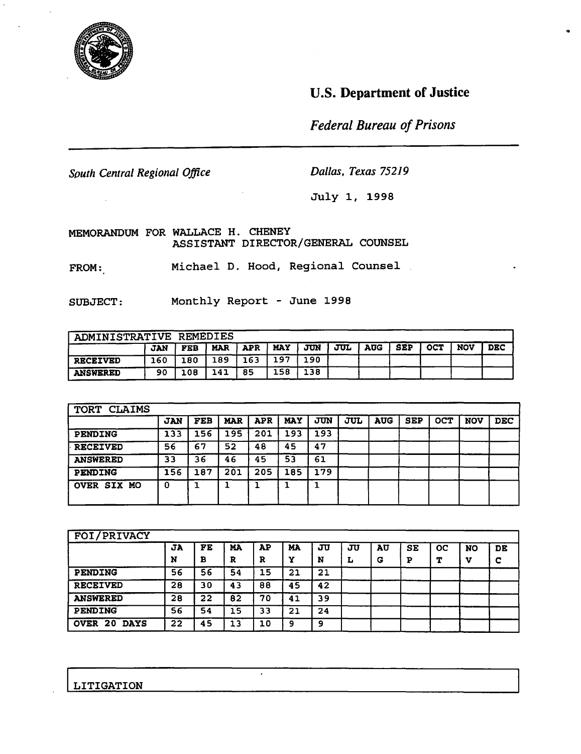# U.S. Department of Justice

*Federal Bureau of Prisons*

*South Central Regional Office* | *Dallas, Texas 75219*

July 1, 1998

MEMORANDUM FOR WALLACE H. CHENEY
ASSISTANT DIRECTOR/GENERAL COUNSEL

FROM: Michael D. Hood, Regional Counsel

SUBJECT: Monthly Report - June 1998

| ADMINISTRATIVE REMEDIES | | | | | | | | | | | | |
|---|---|---|---|---|---|---|---|---|---|---|---|---|
| | JAN | FEB | MAR | APR | MAY | JUN | JUL | AUG | SEP | OCT | NOV | DEC |
| RECEIVED | 160 | 180 | 189 | 163 | 197 | 190 | | | | | | |
| ANSWERED | 90 | 108 | 141 | 85 | 158 | 138 | | | | | | |

| TORT CLAIMS | | | | | | | | | | | | |
|---|---|---|---|---|---|---|---|---|---|---|---|---|
| | JAN | FEB | MAR | APR | MAY | JUN | JUL | AUG | SEP | OCT | NOV | DEC |
| PENDING | 133 | 156 | 195 | 201 | 193 | 193 | | | | | | |
| RECEIVED | 56 | 67 | 52 | 48 | 45 | 47 | | | | | | |
| ANSWERED | 33 | 36 | 46 | 45 | 53 | 61 | | | | | | |
| PENDING | 156 | 187 | 201 | 205 | 185 | 179 | | | | | | |
| OVER SIX MO | 0 | 1 | 1 | 1 | 1 | 1 | | | | | | |

| FOI/PRIVACY | | | | | | | | | | | | |
|---|---|---|---|---|---|---|---|---|---|---|---|---|
| | JAN | FEB | MAR | APR | MAY | JUN | JUL | AUG | SEP | OCT | NOV | DEC |
| PENDING | 56 | 56 | 54 | 15 | 21 | 21 | | | | | | |
| RECEIVED | 28 | 30 | 43 | 88 | 45 | 42 | | | | | | |
| ANSWERED | 28 | 22 | 82 | 70 | 41 | 39 | | | | | | |
| PENDING | 56 | 54 | 15 | 33 | 21 | 24 | | | | | | |
| OVER 20 DAYS | 22 | 45 | 13 | 10 | 9 | 9 | | | | | | |

LITIGATION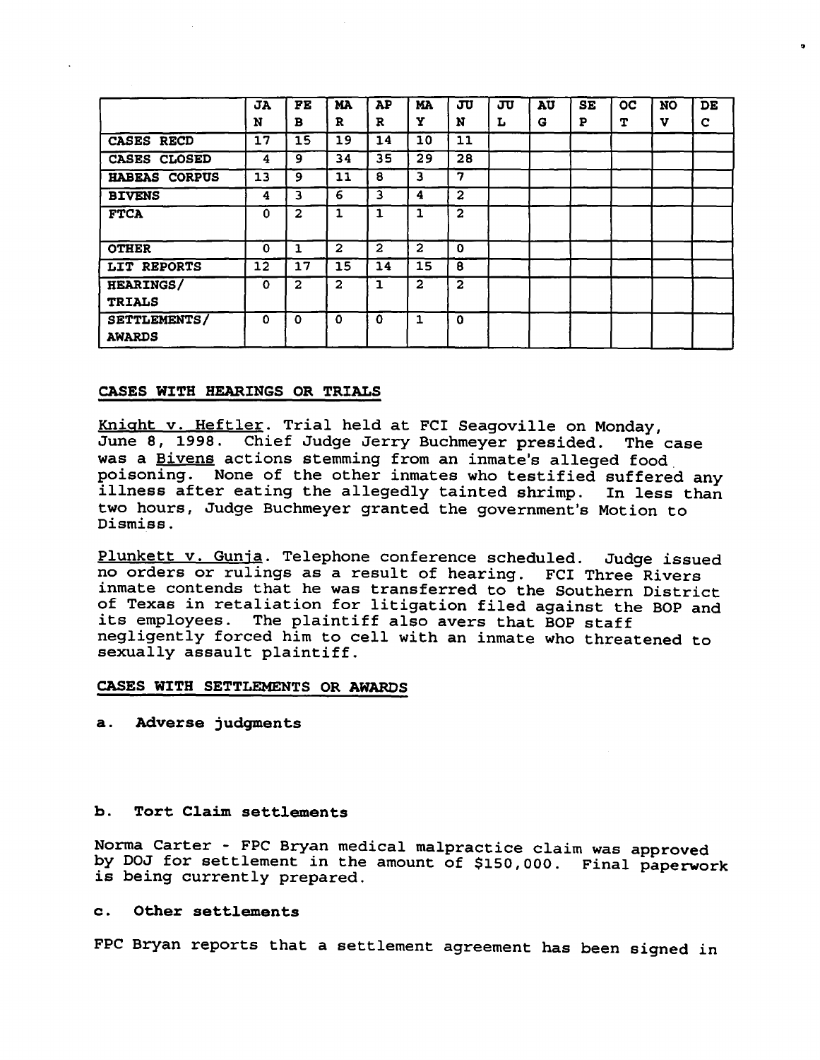| | JAN | FEB | MAR | APR | MAY | JUN | JUL | AUG | SEP | OCT | NOV | DEC |
|---|---|---|---|---|---|---|---|---|---|---|---|---|
| CASES RECD | 17 | 15 | 19 | 14 | 10 | 11 | | | | | | |
| CASES CLOSED | 4 | 9 | 34 | 35 | 29 | 28 | | | | | | |
| HABEAS CORPUS | 13 | 9 | 11 | 8 | 3 | 7 | | | | | | |
| BIVENS | 4 | 3 | 6 | 3 | 4 | 2 | | | | | | |
| FTCA | 0 | 2 | 1 | 1 | 1 | 2 | | | | | | |
| OTHER | 0 | 1 | 2 | 2 | 2 | 0 | | | | | | |
| LIT REPORTS | 12 | 17 | 15 | 14 | 15 | 8 | | | | | | |
| HEARINGS/ TRIALS | 0 | 2 | 2 | 1 | 2 | 2 | | | | | | |
| SETTLEMENTS/ AWARDS | 0 | 0 | 0 | 0 | 1 | 0 | | | | | | |

## CASES WITH HEARINGS OR TRIALS

Knight v. Heftler. Trial held at FCI Seagoville on Monday, June 8, 1998. Chief Judge Jerry Buchmeyer presided. The case was a Bivens actions stemming from an inmate's alleged food poisoning. None of the other inmates who testified suffered any illness after eating the allegedly tainted shrimp. In less than two hours, Judge Buchmeyer granted the government's Motion to Dismiss.

Plunkett v. Gunja. Telephone conference scheduled. Judge issued no orders or rulings as a result of hearing. FCI Three Rivers inmate contends that he was transferred to the Southern District of Texas in retaliation for litigation filed against the BOP and its employees. The plaintiff also avers that BOP staff negligently forced him to cell with an inmate who threatened to sexually assault plaintiff.

## CASES WITH SETTLEMENTS OR AWARDS

**a. Adverse judgments**

**b. Tort Claim settlements**

Norma Carter - FPC Bryan medical malpractice claim was approved by DOJ for settlement in the amount of $150,000. Final paperwork is being currently prepared.

**c. Other settlements**

FPC Bryan reports that a settlement agreement has been signed in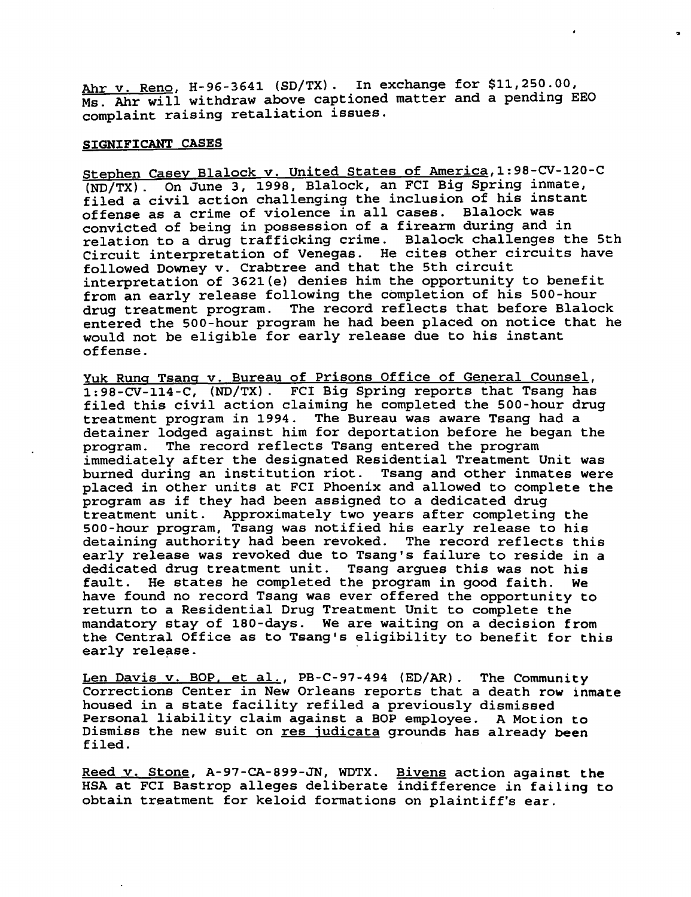Ahr v. Reno, H-96-3641 (SD/TX). In exchange for $11,250.00, Ms. Ahr will withdraw above captioned matter and a pending EEO complaint raising retaliation issues.

SIGNIFICANT CASES

Stephen Casey Blalock v. United States of America, 1:98-CV-120-C (ND/TX). On June 3, 1998, Blalock, an FCI Big Spring inmate, filed a civil action challenging the inclusion of his instant offense as a crime of violence in all cases. Blalock was convicted of being in possession of a firearm during and in relation to a drug trafficking crime. Blalock challenges the 5th Circuit interpretation of Venegas. He cites other circuits have followed Downey v. Crabtree and that the 5th circuit interpretation of 3621(e) denies him the opportunity to benefit from an early release following the completion of his 500-hour drug treatment program. The record reflects that before Blalock entered the 500-hour program he had been placed on notice that he would not be eligible for early release due to his instant offense.

Yuk Rung Tsang v. Bureau of Prisons Office of General Counsel, 1:98-CV-114-C, (ND/TX). FCI Big Spring reports that Tsang has filed this civil action claiming he completed the 500-hour drug treatment program in 1994. The Bureau was aware Tsang had a detainer lodged against him for deportation before he began the program. The record reflects Tsang entered the program immediately after the designated Residential Treatment Unit was burned during an institution riot. Tsang and other inmates were placed in other units at FCI Phoenix and allowed to complete the program as if they had been assigned to a dedicated drug treatment unit. Approximately two years after completing the 500-hour program, Tsang was notified his early release to his detaining authority had been revoked. The record reflects this early release was revoked due to Tsang's failure to reside in a dedicated drug treatment unit. Tsang argues this was not his fault. He states he completed the program in good faith. We have found no record Tsang was ever offered the opportunity to return to a Residential Drug Treatment Unit to complete the mandatory stay of 180-days. We are waiting on a decision from the Central Office as to Tsang's eligibility to benefit for this early release.

Len Davis v. BOP, et al., PB-C-97-494 (ED/AR). The Community Corrections Center in New Orleans reports that a death row inmate housed in a state facility refiled a previously dismissed Personal liability claim against a BOP employee. A Motion to Dismiss the new suit on res judicata grounds has already been filed.

Reed v. Stone, A-97-CA-899-JN, WDTX. Bivens action against the HSA at FCI Bastrop alleges deliberate indifference in failing to obtain treatment for keloid formations on plaintiff's ear.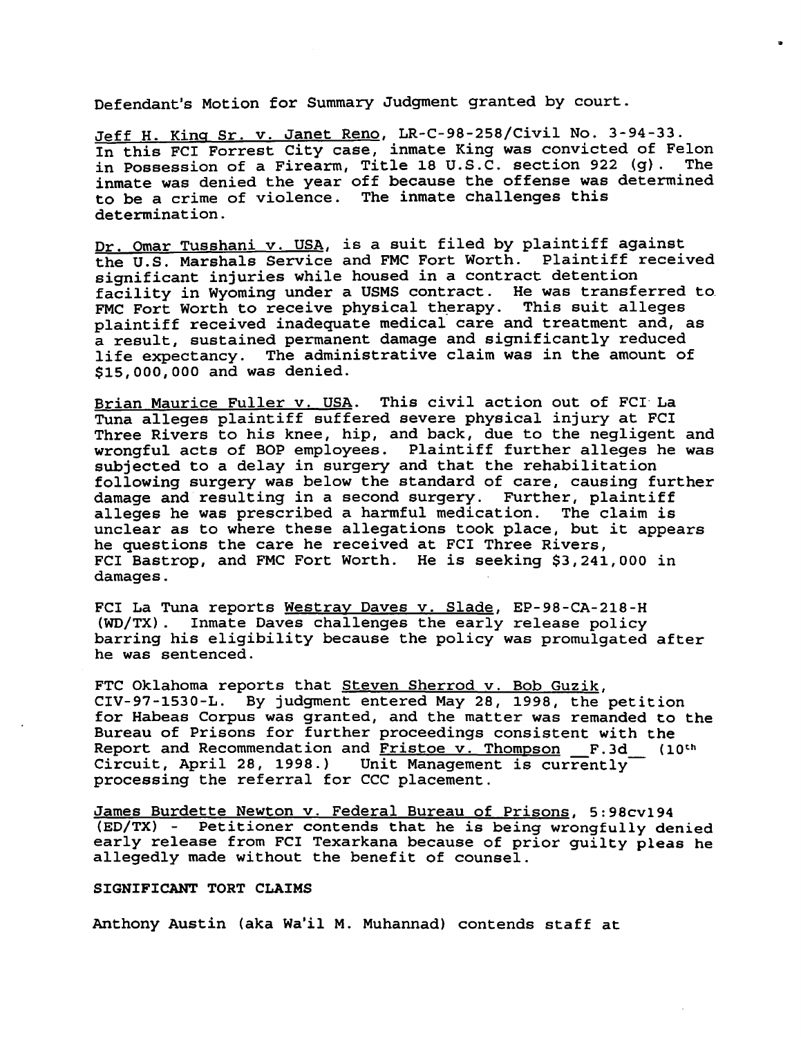Defendant's Motion for Summary Judgment granted by court.

Jeff H. King Sr. v. Janet Reno, LR-C-98-258/Civil No. 3-94-33. In this FCI Forrest City case, inmate King was convicted of Felon in Possession of a Firearm, Title 18 U.S.C. section 922 (g). The inmate was denied the year off because the offense was determined to be a crime of violence. The inmate challenges this determination.

Dr. Omar Tusshani v. USA, is a suit filed by plaintiff against the U.S. Marshals Service and FMC Fort Worth. Plaintiff received significant injuries while housed in a contract detention facility in Wyoming under a USMS contract. He was transferred to FMC Fort Worth to receive physical therapy. This suit alleges plaintiff received inadequate medical care and treatment and, as a result, sustained permanent damage and significantly reduced life expectancy. The administrative claim was in the amount of $15,000,000 and was denied.

Brian Maurice Fuller v. USA. This civil action out of FCI La Tuna alleges plaintiff suffered severe physical injury at FCI Three Rivers to his knee, hip, and back, due to the negligent and wrongful acts of BOP employees. Plaintiff further alleges he was subjected to a delay in surgery and that the rehabilitation following surgery was below the standard of care, causing further damage and resulting in a second surgery. Further, plaintiff alleges he was prescribed a harmful medication. The claim is unclear as to where these allegations took place, but it appears he questions the care he received at FCI Three Rivers, FCI Bastrop, and FMC Fort Worth. He is seeking $3,241,000 in damages.

FCI La Tuna reports Westray Daves v. Slade, EP-98-CA-218-H (WD/TX). Inmate Daves challenges the early release policy barring his eligibility because the policy was promulgated after he was sentenced.

FTC Oklahoma reports that Steven Sherrod v. Bob Guzik, CIV-97-1530-L. By judgment entered May 28, 1998, the petition for Habeas Corpus was granted, and the matter was remanded to the Bureau of Prisons for further proceedings consistent with the Report and Recommendation and Fristoe v. Thompson \_\_F.3d\_\_ (10th Circuit, April 28, 1998.) Unit Management is currently processing the referral for CCC placement.

James Burdette Newton v. Federal Bureau of Prisons, 5:98cv194 (ED/TX) - Petitioner contends that he is being wrongfully denied early release from FCI Texarkana because of prior guilty pleas he allegedly made without the benefit of counsel.

**SIGNIFICANT TORT CLAIMS**

Anthony Austin (aka Wa'il M. Muhannad) contends staff at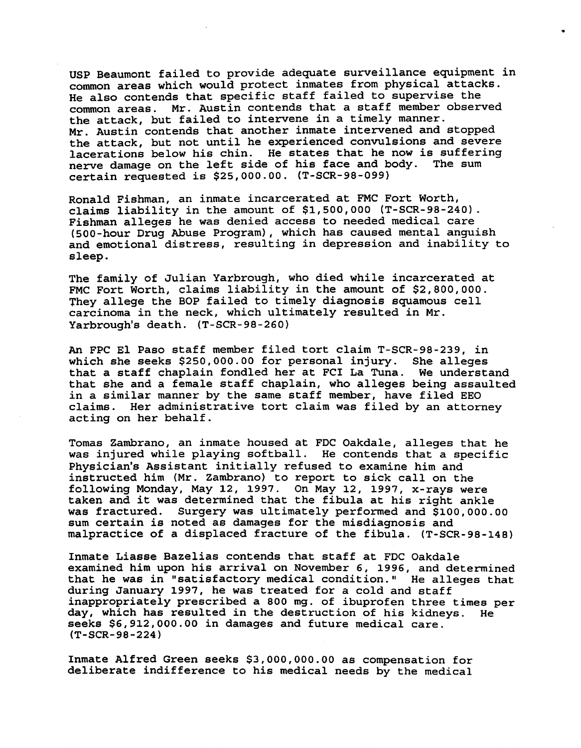USP Beaumont failed to provide adequate surveillance equipment in common areas which would protect inmates from physical attacks. He also contends that specific staff failed to supervise the common areas. Mr. Austin contends that a staff member observed the attack, but failed to intervene in a timely manner. Mr. Austin contends that another inmate intervened and stopped the attack, but not until he experienced convulsions and severe lacerations below his chin. He states that he now is suffering nerve damage on the left side of his face and body. The sum certain requested is $25,000.00. (T-SCR-98-099)

Ronald Fishman, an inmate incarcerated at FMC Fort Worth, claims liability in the amount of $1,500,000 (T-SCR-98-240). Fishman alleges he was denied access to needed medical care (500-hour Drug Abuse Program), which has caused mental anguish and emotional distress, resulting in depression and inability to sleep.

The family of Julian Yarbrough, who died while incarcerated at FMC Fort Worth, claims liability in the amount of $2,800,000. They allege the BOP failed to timely diagnosis squamous cell carcinoma in the neck, which ultimately resulted in Mr. Yarbrough's death. (T-SCR-98-260)

An FPC El Paso staff member filed tort claim T-SCR-98-239, in which she seeks $250,000.00 for personal injury. She alleges that a staff chaplain fondled her at FCI La Tuna. We understand that she and a female staff chaplain, who alleges being assaulted in a similar manner by the same staff member, have filed EEO claims. Her administrative tort claim was filed by an attorney acting on her behalf.

Tomas Zambrano, an inmate housed at FDC Oakdale, alleges that he was injured while playing softball. He contends that a specific Physician's Assistant initially refused to examine him and instructed him (Mr. Zambrano) to report to sick call on the following Monday, May 12, 1997. On May 12, 1997, x-rays were taken and it was determined that the fibula at his right ankle was fractured. Surgery was ultimately performed and $100,000.00 sum certain is noted as damages for the misdiagnosis and malpractice of a displaced fracture of the fibula. (T-SCR-98-148)

Inmate Liasse Bazelias contends that staff at FDC Oakdale examined him upon his arrival on November 6, 1996, and determined that he was in "satisfactory medical condition." He alleges that during January 1997, he was treated for a cold and staff inappropriately prescribed a 800 mg. of ibuprofen three times per day, which has resulted in the destruction of his kidneys. He seeks $6,912,000.00 in damages and future medical care. (T-SCR-98-224)

Inmate Alfred Green seeks $3,000,000.00 as compensation for deliberate indifference to his medical needs by the medical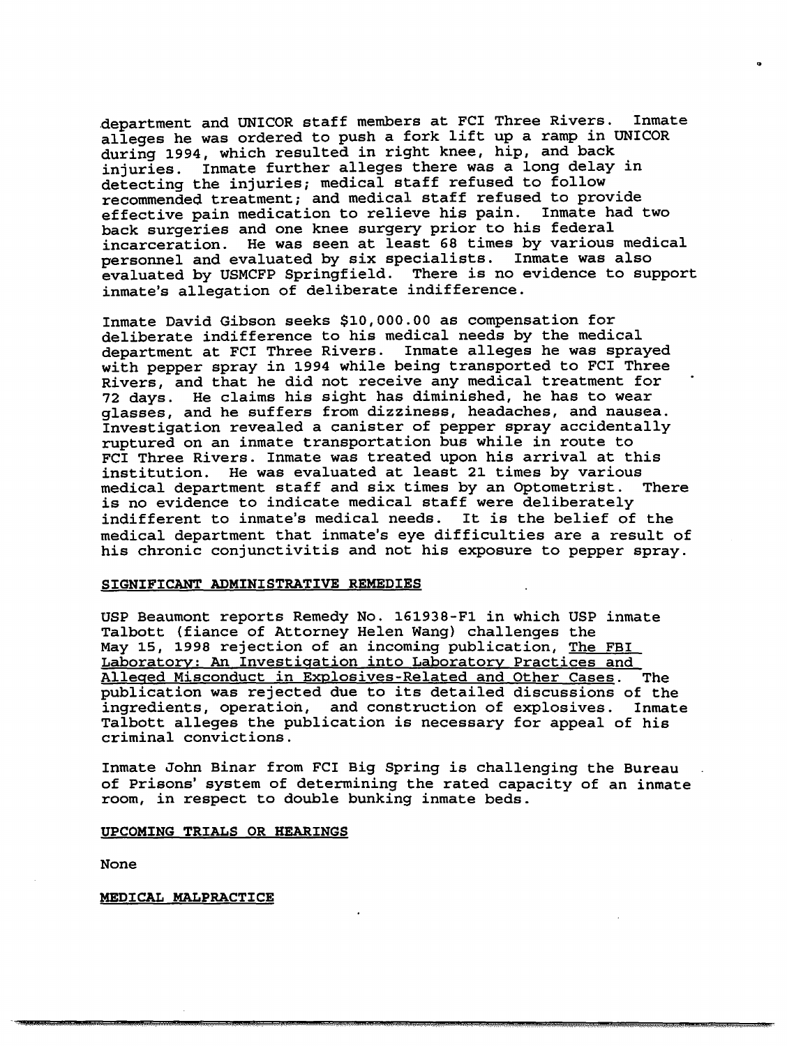department and UNICOR staff members at FCI Three Rivers. Inmate alleges he was ordered to push a fork lift up a ramp in UNICOR during 1994, which resulted in right knee, hip, and back injuries. Inmate further alleges there was a long delay in detecting the injuries; medical staff refused to follow recommended treatment; and medical staff refused to provide effective pain medication to relieve his pain. Inmate had two back surgeries and one knee surgery prior to his federal incarceration. He was seen at least 68 times by various medical personnel and evaluated by six specialists. Inmate was also evaluated by USMCFP Springfield. There is no evidence to support inmate's allegation of deliberate indifference.

Inmate David Gibson seeks $10,000.00 as compensation for deliberate indifference to his medical needs by the medical department at FCI Three Rivers. Inmate alleges he was sprayed with pepper spray in 1994 while being transported to FCI Three Rivers, and that he did not receive any medical treatment for 72 days. He claims his sight has diminished, he has to wear glasses, and he suffers from dizziness, headaches, and nausea. Investigation revealed a canister of pepper spray accidentally ruptured on an inmate transportation bus while in route to FCI Three Rivers. Inmate was treated upon his arrival at this institution. He was evaluated at least 21 times by various medical department staff and six times by an Optometrist. There is no evidence to indicate medical staff were deliberately indifferent to inmate's medical needs. It is the belief of the medical department that inmate's eye difficulties are a result of his chronic conjunctivitis and not his exposure to pepper spray.

**SIGNIFICANT ADMINISTRATIVE REMEDIES**

USP Beaumont reports Remedy No. 161938-F1 in which USP inmate Talbott (fiance of Attorney Helen Wang) challenges the May 15, 1998 rejection of an incoming publication, The FBI Laboratory: An Investigation into Laboratory Practices and Alleged Misconduct in Explosives-Related and Other Cases. The publication was rejected due to its detailed discussions of the ingredients, operation, and construction of explosives. Inmate Talbott alleges the publication is necessary for appeal of his criminal convictions.

Inmate John Binar from FCI Big Spring is challenging the Bureau of Prisons' system of determining the rated capacity of an inmate room, in respect to double bunking inmate beds.

**UPCOMING TRIALS OR HEARINGS**

None

**MEDICAL MALPRACTICE**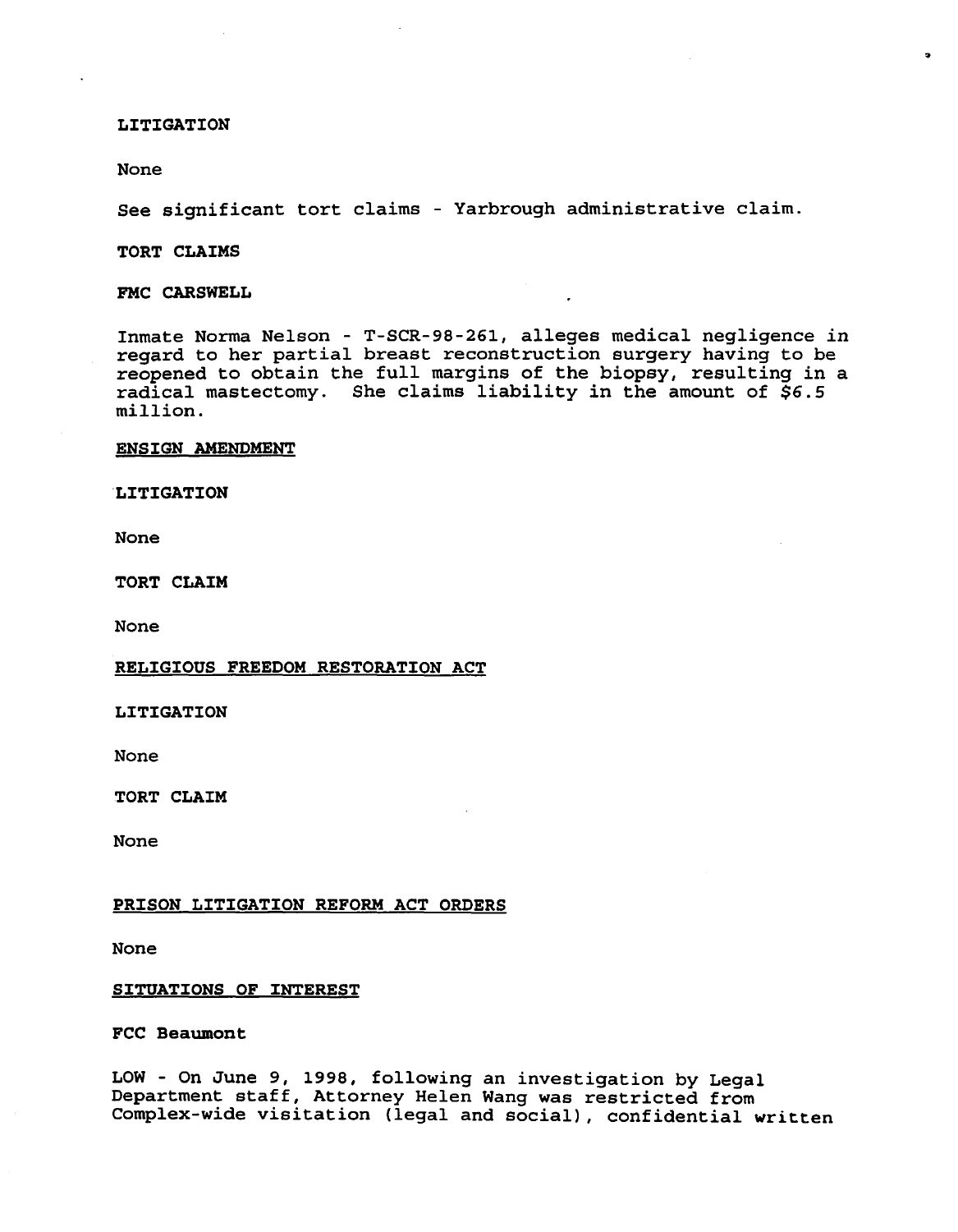**LITIGATION**

None

See significant tort claims - Yarbrough administrative claim.

**TORT CLAIMS**

**FMC CARSWELL**

Inmate Norma Nelson - T-SCR-98-261, alleges medical negligence in regard to her partial breast reconstruction surgery having to be reopened to obtain the full margins of the biopsy, resulting in a radical mastectomy. She claims liability in the amount of $6.5 million.

**ENSIGN AMENDMENT**

**LITIGATION**

None

**TORT CLAIM**

None

**RELIGIOUS FREEDOM RESTORATION ACT**

**LITIGATION**

None

**TORT CLAIM**

None

**PRISON LITIGATION REFORM ACT ORDERS**

None

**SITUATIONS OF INTEREST**

**FCC Beaumont**

LOW - On June 9, 1998, following an investigation by Legal Department staff, Attorney Helen Wang was restricted from Complex-wide visitation (legal and social), confidential written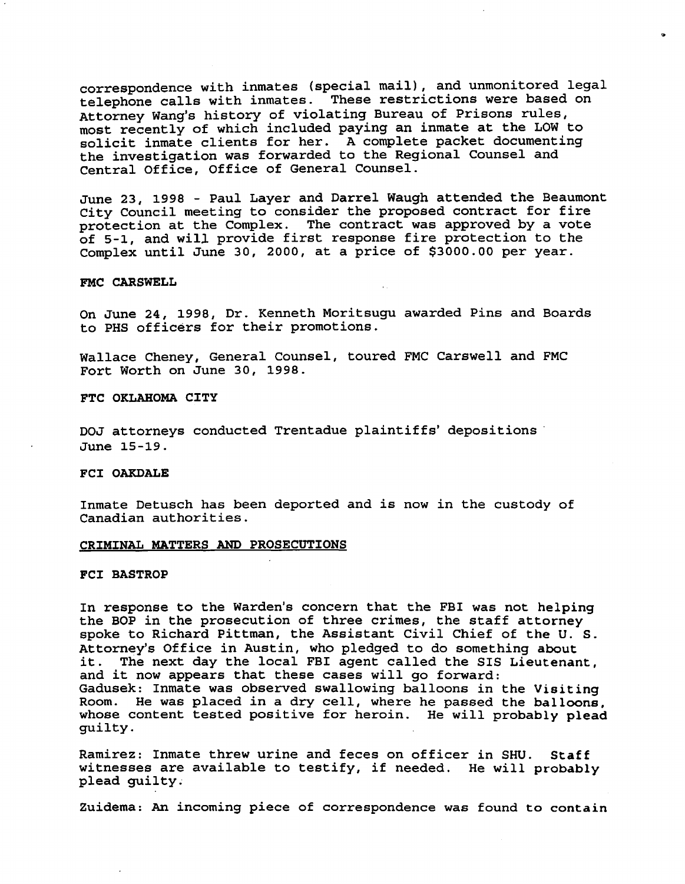correspondence with inmates (special mail), and unmonitored legal telephone calls with inmates. These restrictions were based on Attorney Wang's history of violating Bureau of Prisons rules, most recently of which included paying an inmate at the LOW to solicit inmate clients for her. A complete packet documenting the investigation was forwarded to the Regional Counsel and Central Office, Office of General Counsel.

June 23, 1998 - Paul Layer and Darrel Waugh attended the Beaumont City Council meeting to consider the proposed contract for fire protection at the Complex. The contract was approved by a vote of 5-1, and will provide first response fire protection to the Complex until June 30, 2000, at a price of $3000.00 per year.

**FMC CARSWELL**

On June 24, 1998, Dr. Kenneth Moritsugu awarded Pins and Boards to PHS officers for their promotions.

Wallace Cheney, General Counsel, toured FMC Carswell and FMC Fort Worth on June 30, 1998.

**FTC OKLAHOMA CITY**

DOJ attorneys conducted Trentadue plaintiffs' depositions June 15-19.

**FCI OAKDALE**

Inmate Detusch has been deported and is now in the custody of Canadian authorities.

**CRIMINAL MATTERS AND PROSECUTIONS**

**FCI BASTROP**

In response to the Warden's concern that the FBI was not helping the BOP in the prosecution of three crimes, the staff attorney spoke to Richard Pittman, the Assistant Civil Chief of the U. S. Attorney's Office in Austin, who pledged to do something about it. The next day the local FBI agent called the SIS Lieutenant, and it now appears that these cases will go forward:
Gadusek: Inmate was observed swallowing balloons in the Visiting Room. He was placed in a dry cell, where he passed the balloons, whose content tested positive for heroin. He will probably plead guilty.

Ramirez: Inmate threw urine and feces on officer in SHU. Staff witnesses are available to testify, if needed. He will probably plead guilty.

Zuidema: An incoming piece of correspondence was found to contain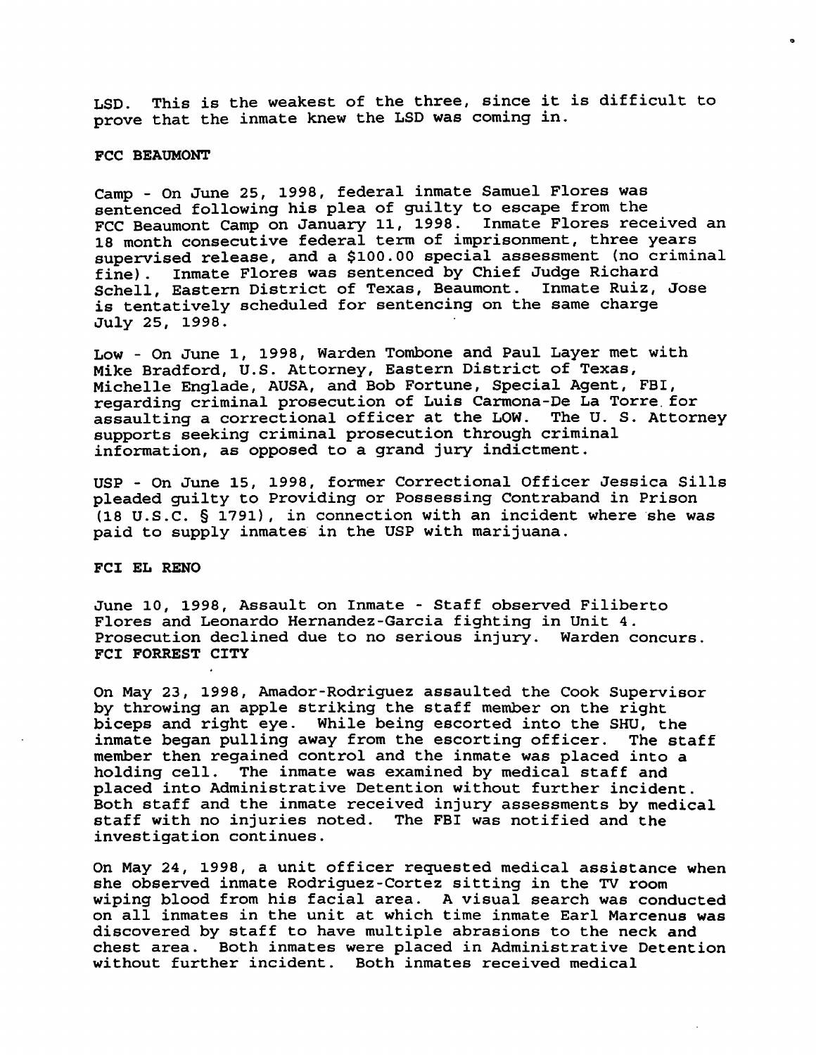LSD. This is the weakest of the three, since it is difficult to prove that the inmate knew the LSD was coming in.

**FCC BEAUMONT**

Camp - On June 25, 1998, federal inmate Samuel Flores was sentenced following his plea of guilty to escape from the FCC Beaumont Camp on January 11, 1998. Inmate Flores received an 18 month consecutive federal term of imprisonment, three years supervised release, and a $100.00 special assessment (no criminal fine). Inmate Flores was sentenced by Chief Judge Richard Schell, Eastern District of Texas, Beaumont. Inmate Ruiz, Jose is tentatively scheduled for sentencing on the same charge July 25, 1998.

Low - On June 1, 1998, Warden Tombone and Paul Layer met with Mike Bradford, U.S. Attorney, Eastern District of Texas, Michelle Englade, AUSA, and Bob Fortune, Special Agent, FBI, regarding criminal prosecution of Luis Carmona-De La Torre for assaulting a correctional officer at the LOW. The U. S. Attorney supports seeking criminal prosecution through criminal information, as opposed to a grand jury indictment.

USP - On June 15, 1998, former Correctional Officer Jessica Sills pleaded guilty to Providing or Possessing Contraband in Prison (18 U.S.C. § 1791), in connection with an incident where she was paid to supply inmates in the USP with marijuana.

**FCI EL RENO**

June 10, 1998, Assault on Inmate - Staff observed Filiberto Flores and Leonardo Hernandez-Garcia fighting in Unit 4. Prosecution declined due to no serious injury. Warden concurs.

**FCI FORREST CITY**

On May 23, 1998, Amador-Rodriguez assaulted the Cook Supervisor by throwing an apple striking the staff member on the right biceps and right eye. While being escorted into the SHU, the inmate began pulling away from the escorting officer. The staff member then regained control and the inmate was placed into a holding cell. The inmate was examined by medical staff and placed into Administrative Detention without further incident. Both staff and the inmate received injury assessments by medical staff with no injuries noted. The FBI was notified and the investigation continues.

On May 24, 1998, a unit officer requested medical assistance when she observed inmate Rodriguez-Cortez sitting in the TV room wiping blood from his facial area. A visual search was conducted on all inmates in the unit at which time inmate Earl Marcenus was discovered by staff to have multiple abrasions to the neck and chest area. Both inmates were placed in Administrative Detention without further incident. Both inmates received medical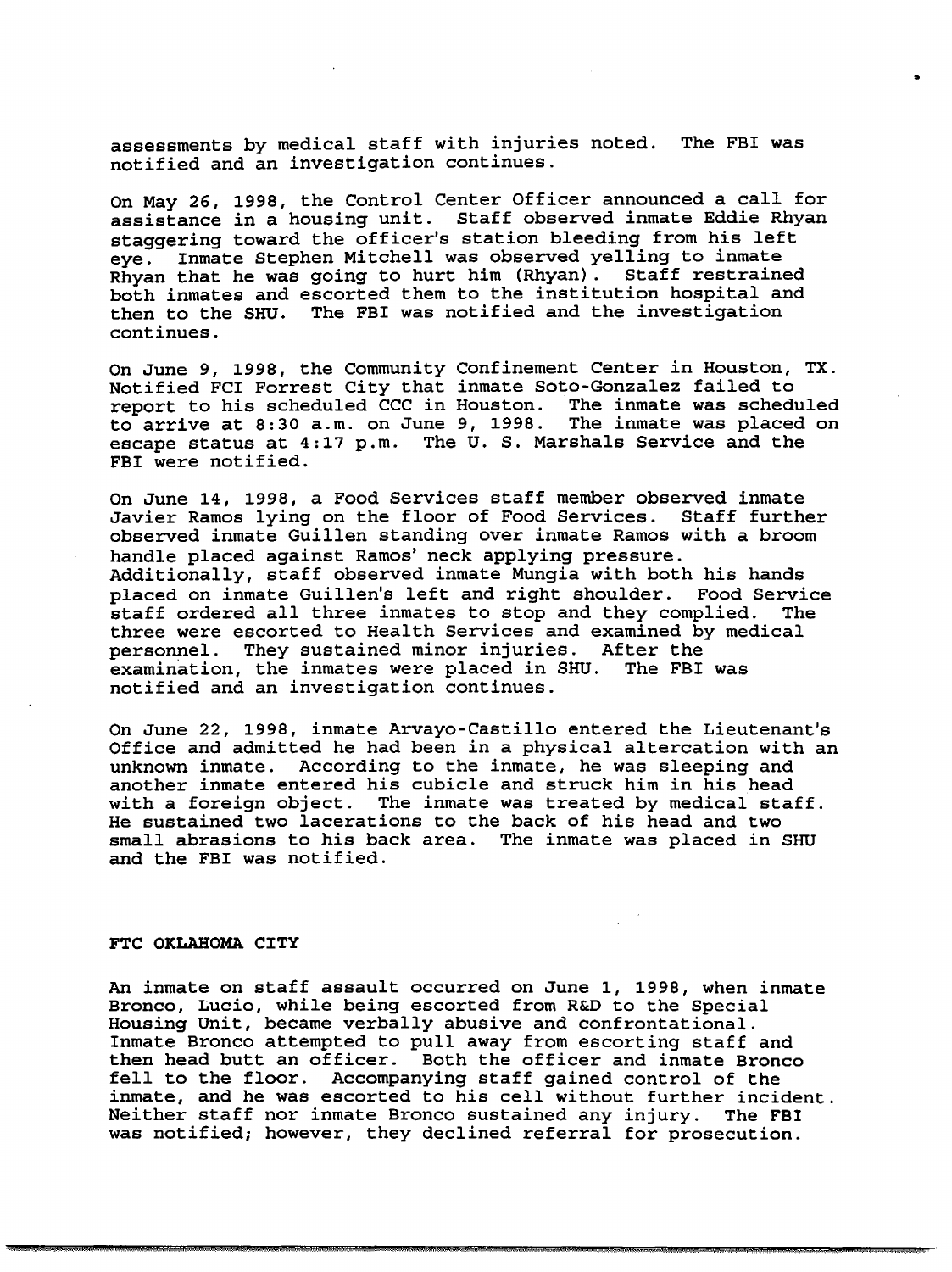assessments by medical staff with injuries noted. The FBI was notified and an investigation continues.

On May 26, 1998, the Control Center Officer announced a call for assistance in a housing unit. Staff observed inmate Eddie Rhyan staggering toward the officer's station bleeding from his left eye. Inmate Stephen Mitchell was observed yelling to inmate Rhyan that he was going to hurt him (Rhyan). Staff restrained both inmates and escorted them to the institution hospital and then to the SHU. The FBI was notified and the investigation continues.

On June 9, 1998, the Community Confinement Center in Houston, TX. Notified FCI Forrest City that inmate Soto-Gonzalez failed to report to his scheduled CCC in Houston. The inmate was scheduled to arrive at 8:30 a.m. on June 9, 1998. The inmate was placed on escape status at 4:17 p.m. The U. S. Marshals Service and the FBI were notified.

On June 14, 1998, a Food Services staff member observed inmate Javier Ramos lying on the floor of Food Services. Staff further observed inmate Guillen standing over inmate Ramos with a broom handle placed against Ramos' neck applying pressure. Additionally, staff observed inmate Mungia with both his hands placed on inmate Guillen's left and right shoulder. Food Service staff ordered all three inmates to stop and they complied. The three were escorted to Health Services and examined by medical personnel. They sustained minor injuries. After the examination, the inmates were placed in SHU. The FBI was notified and an investigation continues.

On June 22, 1998, inmate Arvayo-Castillo entered the Lieutenant's Office and admitted he had been in a physical altercation with an unknown inmate. According to the inmate, he was sleeping and another inmate entered his cubicle and struck him in his head with a foreign object. The inmate was treated by medical staff. He sustained two lacerations to the back of his head and two small abrasions to his back area. The inmate was placed in SHU and the FBI was notified.

**FTC OKLAHOMA CITY**

An inmate on staff assault occurred on June 1, 1998, when inmate Bronco, Lucio, while being escorted from R&D to the Special Housing Unit, became verbally abusive and confrontational. Inmate Bronco attempted to pull away from escorting staff and then head butt an officer. Both the officer and inmate Bronco fell to the floor. Accompanying staff gained control of the inmate, and he was escorted to his cell without further incident. Neither staff nor inmate Bronco sustained any injury. The FBI was notified; however, they declined referral for prosecution.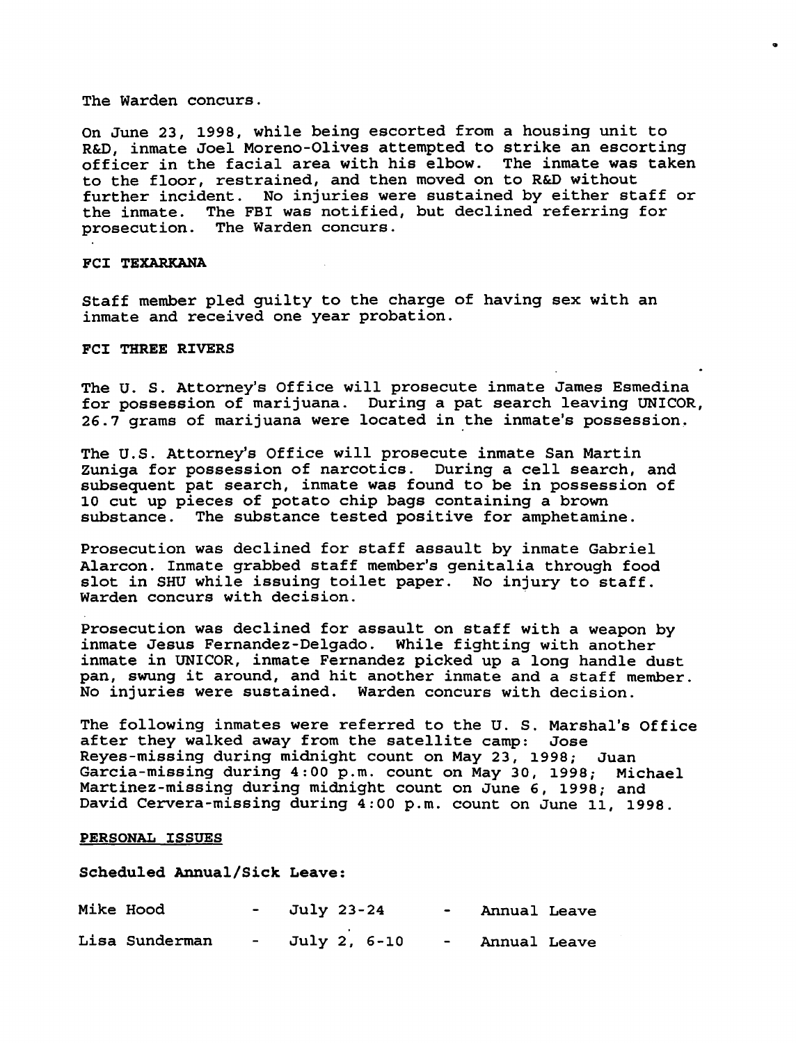The Warden concurs.

On June 23, 1998, while being escorted from a housing unit to R&D, inmate Joel Moreno-Olives attempted to strike an escorting officer in the facial area with his elbow. The inmate was taken to the floor, restrained, and then moved on to R&D without further incident. No injuries were sustained by either staff or the inmate. The FBI was notified, but declined referring for prosecution. The Warden concurs.

**FCI TEXARKANA**

Staff member pled guilty to the charge of having sex with an inmate and received one year probation.

**FCI THREE RIVERS**

The U. S. Attorney's Office will prosecute inmate James Esmedina for possession of marijuana. During a pat search leaving UNICOR, 26.7 grams of marijuana were located in the inmate's possession.

The U.S. Attorney's Office will prosecute inmate San Martin Zuniga for possession of narcotics. During a cell search, and subsequent pat search, inmate was found to be in possession of 10 cut up pieces of potato chip bags containing a brown substance. The substance tested positive for amphetamine.

Prosecution was declined for staff assault by inmate Gabriel Alarcon. Inmate grabbed staff member's genitalia through food slot in SHU while issuing toilet paper. No injury to staff. Warden concurs with decision.

Prosecution was declined for assault on staff with a weapon by inmate Jesus Fernandez-Delgado. While fighting with another inmate in UNICOR, inmate Fernandez picked up a long handle dust pan, swung it around, and hit another inmate and a staff member. No injuries were sustained. Warden concurs with decision.

The following inmates were referred to the U. S. Marshal's Office after they walked away from the satellite camp: Jose Reyes-missing during midnight count on May 23, 1998; Juan Garcia-missing during 4:00 p.m. count on May 30, 1998; Michael Martinez-missing during midnight count on June 6, 1998; and David Cervera-missing during 4:00 p.m. count on June 11, 1998.

**PERSONAL ISSUES**

**Scheduled Annual/Sick Leave:**

| | | | | |
|---|---|---|---|---|
| Mike Hood | - | July 23-24 | - | Annual Leave |
| Lisa Sunderman | - | July 2, 6-10 | - | Annual Leave |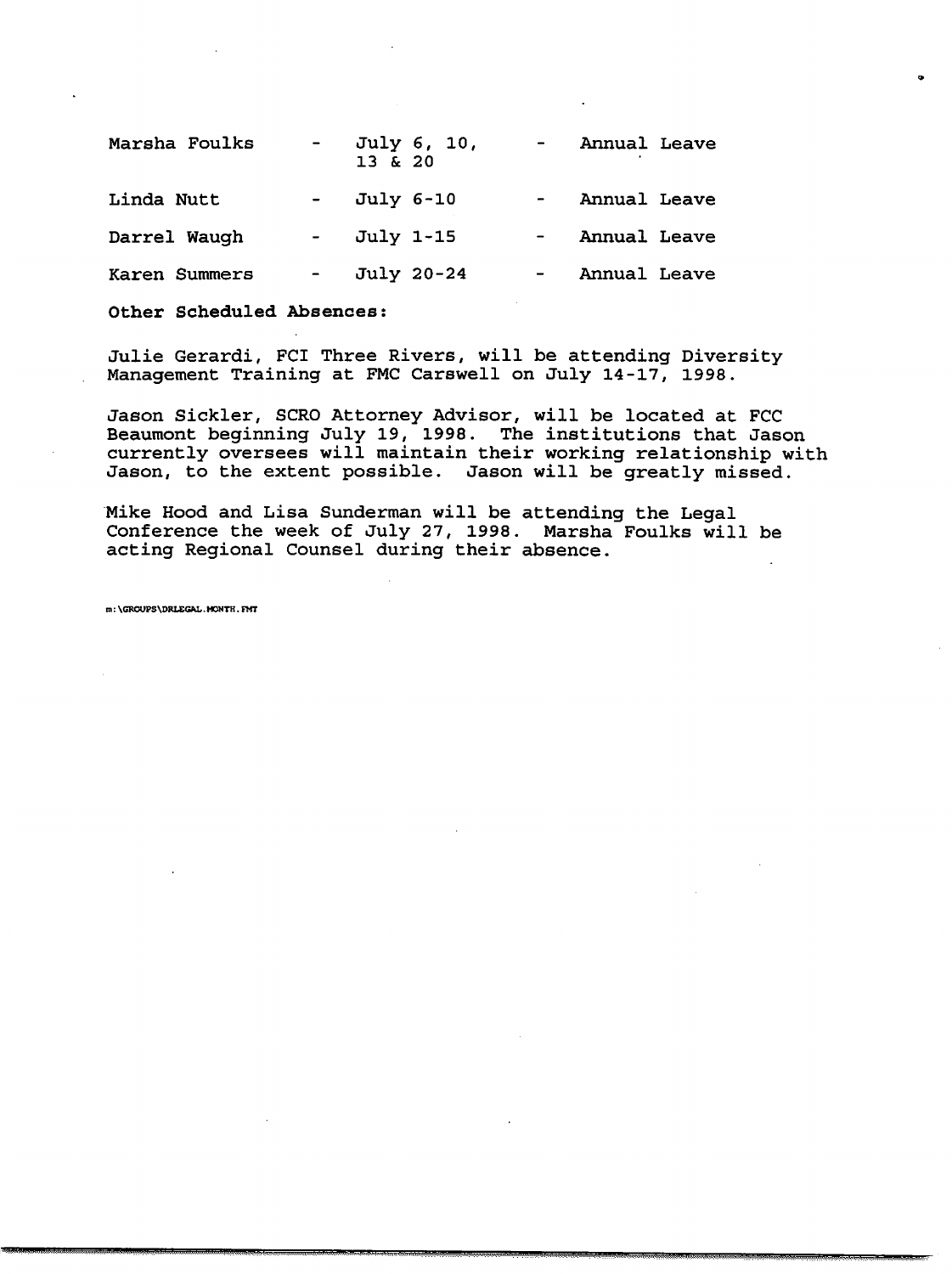| | | | | |
|---|---|---|---|---|
| Marsha Foulks | - | July 6, 10, 13 & 20 | - | Annual Leave |
| Linda Nutt | - | July 6-10 | - | Annual Leave |
| Darrel Waugh | - | July 1-15 | - | Annual Leave |
| Karen Summers | - | July 20-24 | - | Annual Leave |

**Other Scheduled Absences:**

Julie Gerardi, FCI Three Rivers, will be attending Diversity Management Training at FMC Carswell on July 14-17, 1998.

Jason Sickler, SCRO Attorney Advisor, will be located at FCC Beaumont beginning July 19, 1998. The institutions that Jason currently oversees will maintain their working relationship with Jason, to the extent possible. Jason will be greatly missed.

Mike Hood and Lisa Sunderman will be attending the Legal Conference the week of July 27, 1998. Marsha Foulks will be acting Regional Counsel during their absence.

m:\GROUPS\DRLEGAL.MONTH.FMT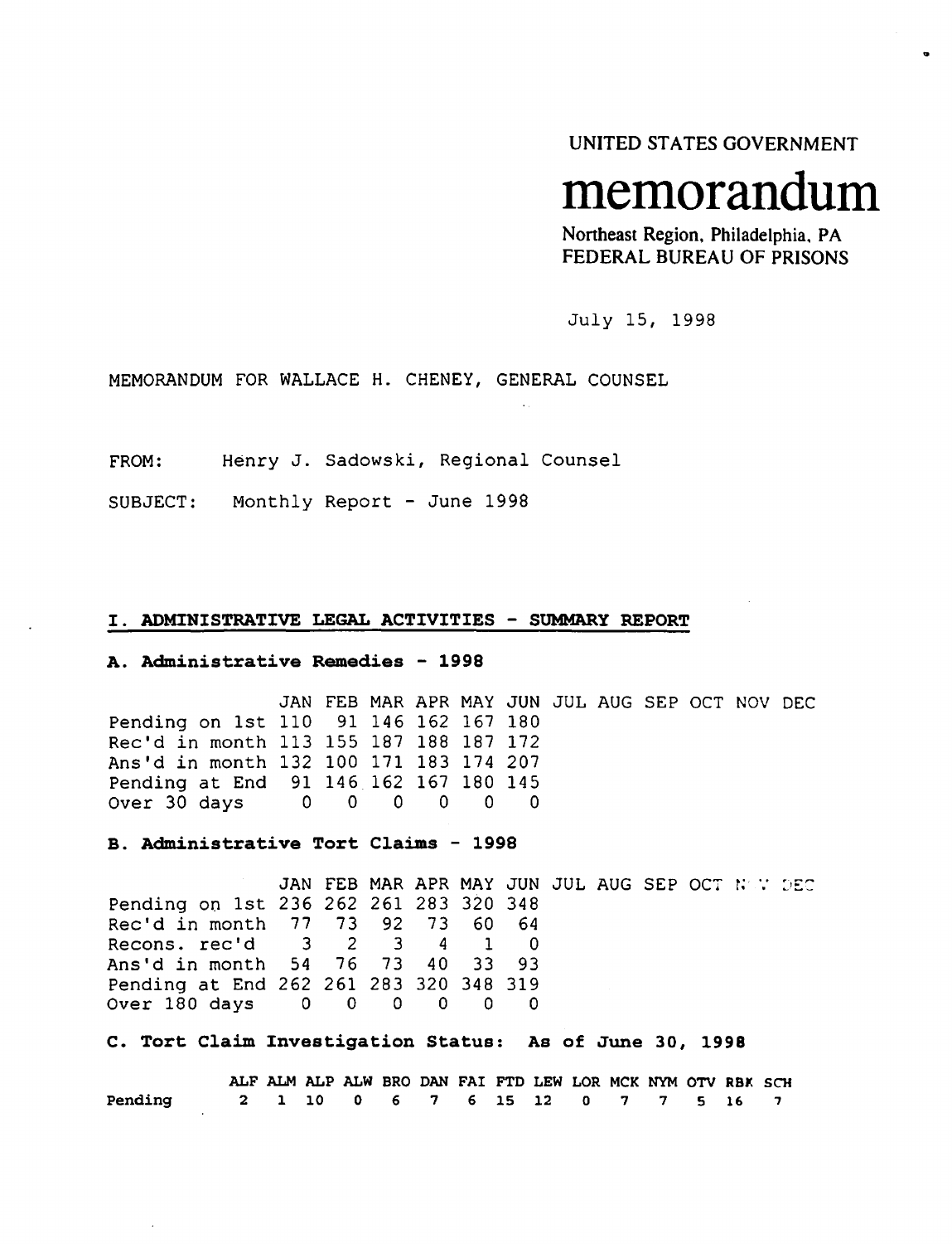UNITED STATES GOVERNMENT

# memorandum

Northeast Region, Philadelphia, PA
FEDERAL BUREAU OF PRISONS

July 15, 1998

MEMORANDUM FOR WALLACE H. CHENEY, GENERAL COUNSEL

FROM: Henry J. Sadowski, Regional Counsel

SUBJECT: Monthly Report - June 1998

## I. ADMINISTRATIVE LEGAL ACTIVITIES - SUMMARY REPORT

### A. Administrative Remedies - 1998

| | JAN | FEB | MAR | APR | MAY | JUN | JUL | AUG | SEP | OCT | NOV | DEC |
|---|---|---|---|---|---|---|---|---|---|---|---|---|
| Pending on 1st | 110 | 91 | 146 | 162 | 167 | 180 | | | | | | |
| Rec'd in month | 113 | 155 | 187 | 188 | 187 | 172 | | | | | | |
| Ans'd in month | 132 | 100 | 171 | 183 | 174 | 207 | | | | | | |
| Pending at End | 91 | 146 | 162 | 167 | 180 | 145 | | | | | | |
| Over 30 days | 0 | 0 | 0 | 0 | 0 | 0 | | | | | | |

### B. Administrative Tort Claims - 1998

| | JAN | FEB | MAR | APR | MAY | JUN | JUL | AUG | SEP | OCT | NOV | DEC |
|---|---|---|---|---|---|---|---|---|---|---|---|---|
| Pending on 1st | 236 | 262 | 261 | 283 | 320 | 348 | | | | | | |
| Rec'd in month | 77 | 73 | 92 | 73 | 60 | 64 | | | | | | |
| Recons. rec'd | 3 | 2 | 3 | 4 | 1 | 0 | | | | | | |
| Ans'd in month | 54 | 76 | 73 | 40 | 33 | 93 | | | | | | |
| Pending at End | 262 | 261 | 283 | 320 | 348 | 319 | | | | | | |
| Over 180 days | 0 | 0 | 0 | 0 | 0 | 0 | | | | | | |

### C. Tort Claim Investigation Status: As of June 30, 1998

| | ALF | ALM | ALP | ALW | BRO | DAN | FAI | FTD | LEW | LOR | MCK | NYM | OTV | RBK | SCH |
|---|---|---|---|---|---|---|---|---|---|---|---|---|---|---|---|
| **Pending** | 2 | 1 | 10 | 0 | 6 | 7 | 6 | 15 | 12 | 0 | 7 | 7 | 5 | 16 | 7 |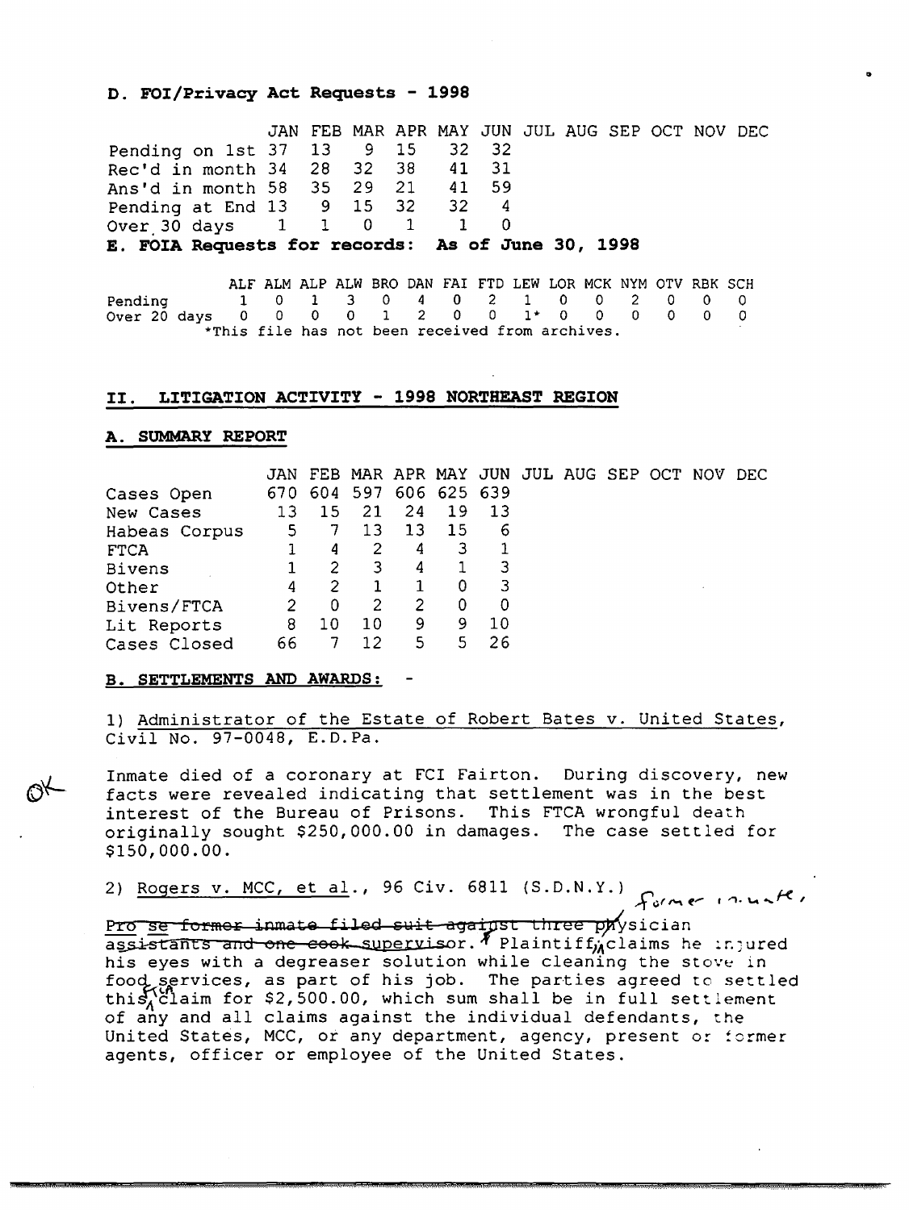**D. FOI/Privacy Act Requests - 1998**

| | JAN | FEB | MAR | APR | MAY | JUN | JUL | AUG | SEP | OCT | NOV | DEC |
|---|---|---|---|---|---|---|---|---|---|---|---|---|
| Pending on 1st | 37 | 13 | 9 | 15 | 32 | 32 | | | | | | |
| Rec'd in month | 34 | 28 | 32 | 38 | 41 | 31 | | | | | | |
| Ans'd in month | 58 | 35 | 29 | 21 | 41 | 59 | | | | | | |
| Pending at End | 13 | 9 | 15 | 32 | 32 | 4 | | | | | | |
| Over 30 days | 1 | 1 | 0 | 1 | 1 | 0 | | | | | | |

**E. FOIA Requests for records: As of June 30, 1998**

| | ALF | ALM | ALP | ALW | BRO | DAN | FAI | FTD | LEW | LOR | MCK | NYM | OTV | RBK | SCH |
|---|---|---|---|---|---|---|---|---|---|---|---|---|---|---|---|
| Pending | 1 | 0 | 1 | 3 | 0 | 4 | 0 | 2 | 1 | 0 | 0 | 2 | 0 | 0 | 0 |
| Over 20 days | 0 | 0 | 0 | 0 | 1 | 2 | 0 | 0 | 1* | 0 | 0 | 0 | 0 | 0 | 0 |

*This file has not been received from archives.

## II. LITIGATION ACTIVITY - 1998 NORTHEAST REGION

### A. SUMMARY REPORT

| | JAN | FEB | MAR | APR | MAY | JUN | JUL | AUG | SEP | OCT | NOV | DEC |
|---|---|---|---|---|---|---|---|---|---|---|---|---|
| Cases Open | 670 | 604 | 597 | 606 | 625 | 639 | | | | | | |
| New Cases | 13 | 15 | 21 | 24 | 19 | 13 | | | | | | |
| Habeas Corpus | 5 | 7 | 13 | 13 | 15 | 6 | | | | | | |
| FTCA | 1 | 4 | 2 | 4 | 3 | 1 | | | | | | |
| Bivens | 1 | 2 | 3 | 4 | 1 | 3 | | | | | | |
| Other | 4 | 2 | 1 | 1 | 0 | 3 | | | | | | |
| Bivens/FTCA | 2 | 0 | 2 | 2 | 0 | 0 | | | | | | |
| Lit Reports | 8 | 10 | 10 | 9 | 9 | 10 | | | | | | |
| Cases Closed | 66 | 7 | 12 | 5 | 5 | 26 | | | | | | |

### B. SETTLEMENTS AND AWARDS: -

1) Administrator of the Estate of Robert Bates v. United States, Civil No. 97-0048, E.D.Pa.

OK

Inmate died of a coronary at FCI Fairton. During discovery, new facts were revealed indicating that settlement was in the best interest of the Bureau of Prisons. This FTCA wrongful death originally sought $250,000.00 in damages. The case settled for $150,000.00.

2) Rogers v. MCC, et al., 96 Civ. 6811 (S.D.N.Y.) Former inmate,

~~Pro se former inmate filed suit against three physician assistants and one cook supervisor.~~ Plaintiff, claims he injured his eyes with a degreaser solution while cleaning the stove in food services, as part of his job. The parties agreed to settled this tort claim for $2,500.00, which sum shall be in full settlement of any and all claims against the individual defendants, the United States, MCC, or any department, agency, present or former agents, officer or employee of the United States.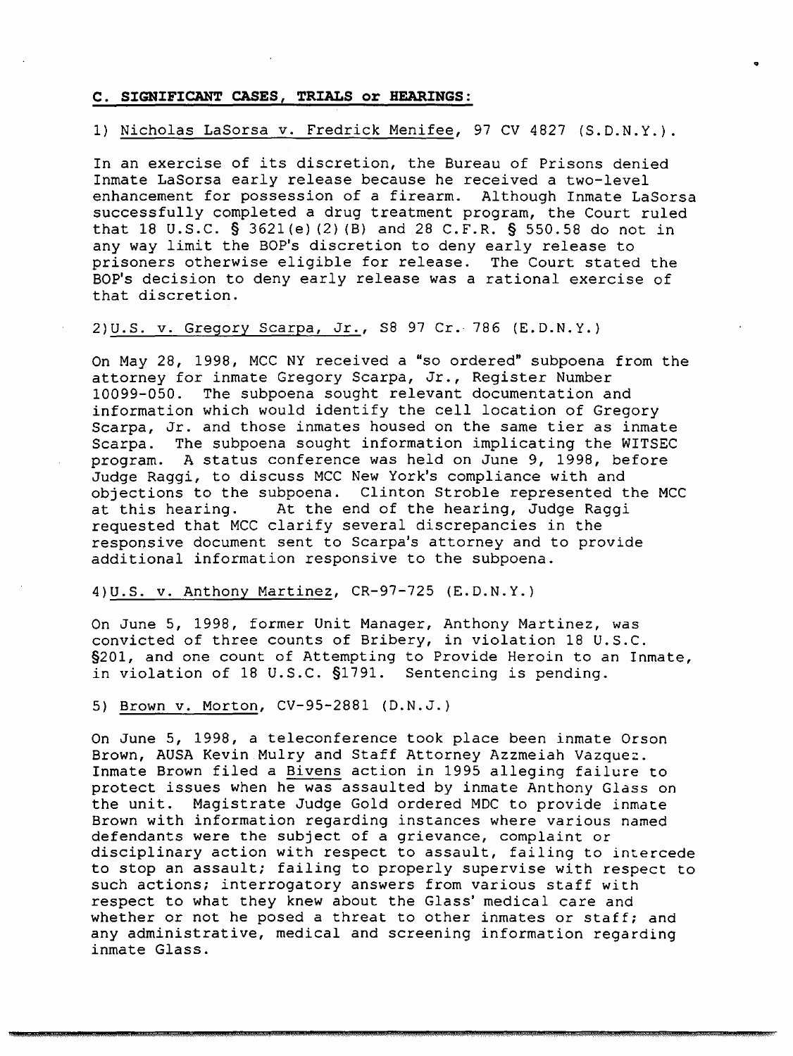**C. SIGNIFICANT CASES, TRIALS or HEARINGS:**

1) Nicholas LaSorsa v. Fredrick Menifee, 97 CV 4827 (S.D.N.Y.).

In an exercise of its discretion, the Bureau of Prisons denied Inmate LaSorsa early release because he received a two-level enhancement for possession of a firearm. Although Inmate LaSorsa successfully completed a drug treatment program, the Court ruled that 18 U.S.C. § 3621(e)(2)(B) and 28 C.F.R. § 550.58 do not in any way limit the BOP's discretion to deny early release to prisoners otherwise eligible for release. The Court stated the BOP's decision to deny early release was a rational exercise of that discretion.

2) U.S. v. Gregory Scarpa, Jr., S8 97 Cr. 786 (E.D.N.Y.)

On May 28, 1998, MCC NY received a "so ordered" subpoena from the attorney for inmate Gregory Scarpa, Jr., Register Number 10099-050. The subpoena sought relevant documentation and information which would identify the cell location of Gregory Scarpa, Jr. and those inmates housed on the same tier as inmate Scarpa. The subpoena sought information implicating the WITSEC program. A status conference was held on June 9, 1998, before Judge Raggi, to discuss MCC New York's compliance with and objections to the subpoena. Clinton Stroble represented the MCC at this hearing. At the end of the hearing, Judge Raggi requested that MCC clarify several discrepancies in the responsive document sent to Scarpa's attorney and to provide additional information responsive to the subpoena.

4) U.S. v. Anthony Martinez, CR-97-725 (E.D.N.Y.)

On June 5, 1998, former Unit Manager, Anthony Martinez, was convicted of three counts of Bribery, in violation 18 U.S.C. §201, and one count of Attempting to Provide Heroin to an Inmate, in violation of 18 U.S.C. §1791. Sentencing is pending.

5) Brown v. Morton, CV-95-2881 (D.N.J.)

On June 5, 1998, a teleconference took place been inmate Orson Brown, AUSA Kevin Mulry and Staff Attorney Azzmeiah Vazquez. Inmate Brown filed a Bivens action in 1995 alleging failure to protect issues when he was assaulted by inmate Anthony Glass on the unit. Magistrate Judge Gold ordered MDC to provide inmate Brown with information regarding instances where various named defendants were the subject of a grievance, complaint or disciplinary action with respect to assault, failing to intercede to stop an assault; failing to properly supervise with respect to such actions; interrogatory answers from various staff with respect to what they knew about the Glass' medical care and whether or not he posed a threat to other inmates or staff; and any administrative, medical and screening information regarding inmate Glass.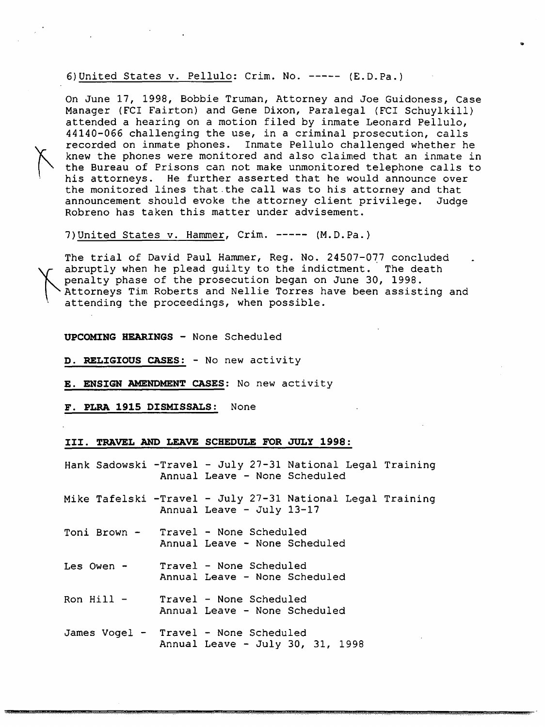6) <u>United States v. Pellulo</u>: Crim. No. ----- (E.D.Pa.)

On June 17, 1998, Bobbie Truman, Attorney and Joe Guidoness, Case Manager (FCI Fairton) and Gene Dixon, Paralegal (FCI Schuylkill) attended a hearing on a motion filed by inmate Leonard Pellulo, 44140-066 challenging the use, in a criminal prosecution, calls recorded on inmate phones. Inmate Pellulo challenged whether he knew the phones were monitored and also claimed that an inmate in the Bureau of Prisons can not make unmonitored telephone calls to his attorneys. He further asserted that he would announce over the monitored lines that the call was to his attorney and that announcement should evoke the attorney client privilege. Judge Robreno has taken this matter under advisement.

7) <u>United States v. Hammer</u>, Crim. ----- (M.D.Pa.)

The trial of David Paul Hammer, Reg. No. 24507-077 concluded abruptly when he plead guilty to the indictment. The death penalty phase of the prosecution began on June 30, 1998. Attorneys Tim Roberts and Nellie Torres have been assisting and attending the proceedings, when possible.

**UPCOMING HEARINGS** - None Scheduled

**D. RELIGIOUS CASES:** - No new activity

**E. ENSIGN AMENDMENT CASES:** No new activity

**F. PLRA 1915 DISMISSALS:** None

**III. TRAVEL AND LEAVE SCHEDULE FOR JULY 1998:**

Hank Sadowski - Travel - July 27-31 National Legal Training
Annual Leave - None Scheduled

Mike Tafelski - Travel - July 27-31 National Legal Training
Annual Leave - July 13-17

Toni Brown - Travel - None Scheduled
Annual Leave - None Scheduled

Les Owen - Travel - None Scheduled
Annual Leave - None Scheduled

Ron Hill - Travel - None Scheduled
Annual Leave - None Scheduled

James Vogel - Travel - None Scheduled
Annual Leave - July 30, 31, 1998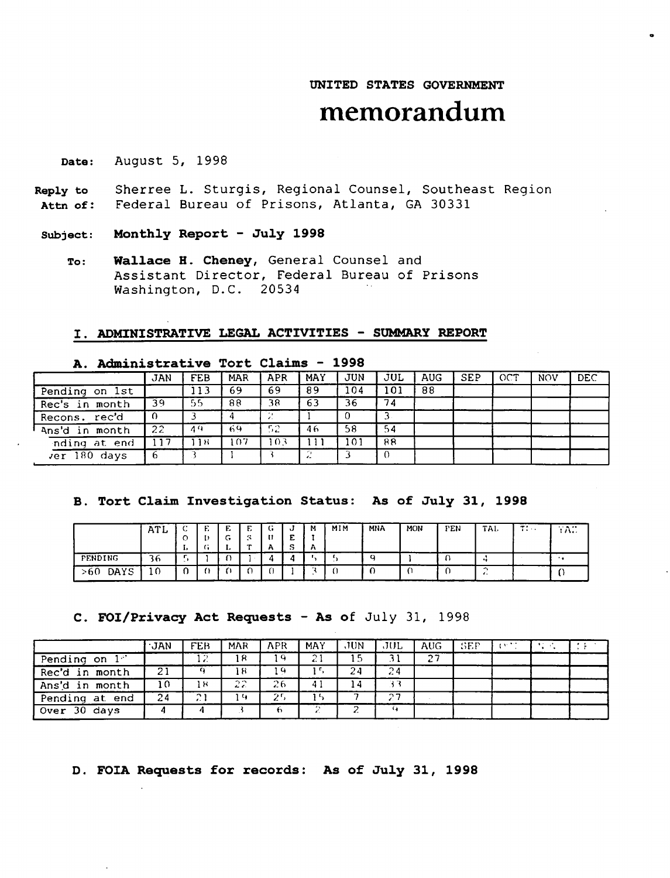UNITED STATES GOVERNMENT

# memorandum

**Date:** August 5, 1998

**Reply to Attn of:** Sherree L. Sturgis, Regional Counsel, Southeast Region Federal Bureau of Prisons, Atlanta, GA 30331

**Subject:** **Monthly Report - July 1998**

**To:** **Wallace H. Cheney**, General Counsel and Assistant Director, Federal Bureau of Prisons Washington, D.C. 20534

## I. ADMINISTRATIVE LEGAL ACTIVITIES - SUMMARY REPORT

### A. Administrative Tort Claims - 1998

| | JAN | FEB | MAR | APR | MAY | JUN | JUL | AUG | SEP | OCT | NOV | DEC |
|---|---|---|---|---|---|---|---|---|---|---|---|---|
| Pending on 1st | | 113 | 69 | 69 | 89 | 104 | 101 | 88 | | | | |
| Rec's in month | 39 | 55 | 88 | 38 | 63 | 36 | 74 | | | | | |
| Recons. rec'd | 0 | 3 | 4 | 2 | 1 | 0 | 3 | | | | | |
| Ans'd in month | 22 | 49 | 69 | 52 | 46 | 58 | 54 | | | | | |
| Pending at end | 117 | 118 | 107 | 103 | 111 | 101 | 88 | | | | | |
| Over 180 days | 6 | 3 | 1 | 3 | 2 | 3 | 0 | | | | | |

### B. Tort Claim Investigation Status: As of July 31, 1998

| | ATL | COL | EDG | EGL | EST | GUA | JES | MIA | MIM | MNA | MON | PEN | TAL | TDG | YAZ |
|---|---|---|---|---|---|---|---|---|---|---|---|---|---|---|---|
| PENDING | 36 | 5 | 1 | 0 | 1 | 4 | 4 | 5 | 5 | 9 | 1 | 0 | 4 | | 4 |
| >60 DAYS | 10 | 0 | 0 | 0 | 0 | 0 | 1 | 3 | 0 | 0 | 0 | 0 | 2 | | 0 |

### C. FOI/Privacy Act Requests - As of July 31, 1998

| | JAN | FEB | MAR | APR | MAY | JUN | JUL | AUG | SEP | OCT | NOV | DEC |
|---|---|---|---|---|---|---|---|---|---|---|---|---|
| Pending on 1st | | 12 | 18 | 19 | 21 | 15 | 31 | 27 | | | | |
| Rec'd in month | 21 | 9 | 18 | 19 | 15 | 24 | 24 | | | | | |
| Ans'd in month | 10 | 18 | 22 | 26 | 41 | 14 | 33 | | | | | |
| Pending at end | 24 | 21 | 19 | 25 | 15 | 7 | 27 | | | | | |
| Over 30 days | 4 | 4 | 3 | 6 | 2 | 2 | 9 | | | | | |

### D. FOIA Requests for records: As of July 31, 1998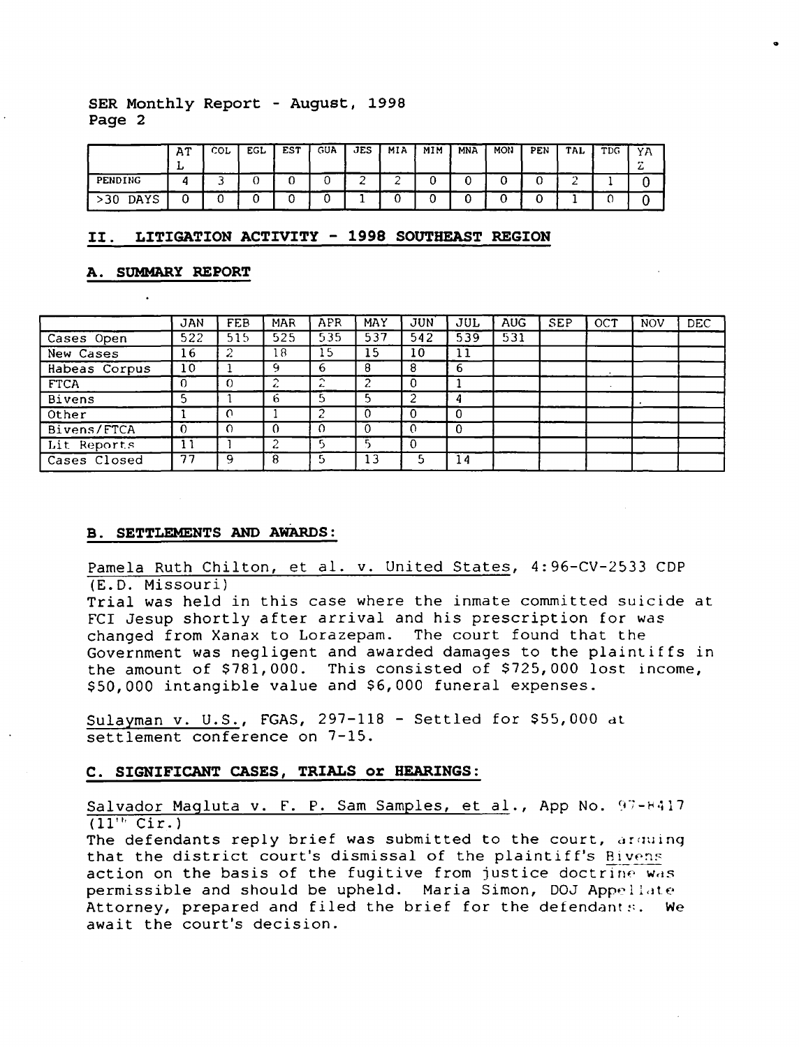SER Monthly Report - August, 1998

| | ATL | COL | EGL | EST | GUA | JES | MIA | MIM | MNA | MON | PEN | TAL | TDG | YAZ |
|---|---|---|---|---|---|---|---|---|---|---|---|---|---|---|
| PENDING | 4 | 3 | 0 | 0 | 0 | 2 | 2 | 0 | 0 | 0 | 0 | 2 | 1 | 0 |
| >30 DAYS | 0 | 0 | 0 | 0 | 0 | 1 | 0 | 0 | 0 | 0 | 0 | 1 | 0 | 0 |

## II. LITIGATION ACTIVITY - 1998 SOUTHEAST REGION

### A. SUMMARY REPORT

| | JAN | FEB | MAR | APR | MAY | JUN | JUL | AUG | SEP | OCT | NOV | DEC |
|---|---|---|---|---|---|---|---|---|---|---|---|---|
| Cases Open | 522 | 515 | 525 | 535 | 537 | 542 | 539 | 531 | | | | |
| New Cases | 16 | 2 | 18 | 15 | 15 | 10 | 11 | | | | | |
| Habeas Corpus | 10 | 1 | 9 | 6 | 8 | 8 | 6 | | | | | |
| FTCA | 0 | 0 | 2 | 2 | 2 | 0 | 1 | | | | | |
| Bivens | 5 | 1 | 6 | 5 | 5 | 2 | 4 | | | | | |
| Other | 1 | 0 | 1 | 2 | 0 | 0 | 0 | | | | | |
| Bivens/FTCA | 0 | 0 | 0 | 0 | 0 | 0 | 0 | | | | | |
| Lit Reports | 11 | 1 | 2 | 5 | 5 | 0 | | | | | | |
| Cases Closed | 77 | 9 | 8 | 5 | 13 | 5 | 14 | | | | | |

### B. SETTLEMENTS AND AWARDS:

Pamela Ruth Chilton, et al. v. United States, 4:96-CV-2533 CDP (E.D. Missouri)
Trial was held in this case where the inmate committed suicide at FCI Jesup shortly after arrival and his prescription for was changed from Xanax to Lorazepam. The court found that the Government was negligent and awarded damages to the plaintiffs in the amount of $781,000. This consisted of $725,000 lost income, $50,000 intangible value and $6,000 funeral expenses.

Sulayman v. U.S., FGAS, 297-118 - Settled for $55,000 at settlement conference on 7-15.

### C. SIGNIFICANT CASES, TRIALS or HEARINGS:

Salvador Magluta v. F. P. Sam Samples, et al., App No. 97-8417 (11th Cir.)
The defendants reply brief was submitted to the court, arguing that the district court's dismissal of the plaintiff's Bivens action on the basis of the fugitive from justice doctrine was permissible and should be upheld. Maria Simon, DOJ Appellate Attorney, prepared and filed the brief for the defendants. We await the court's decision.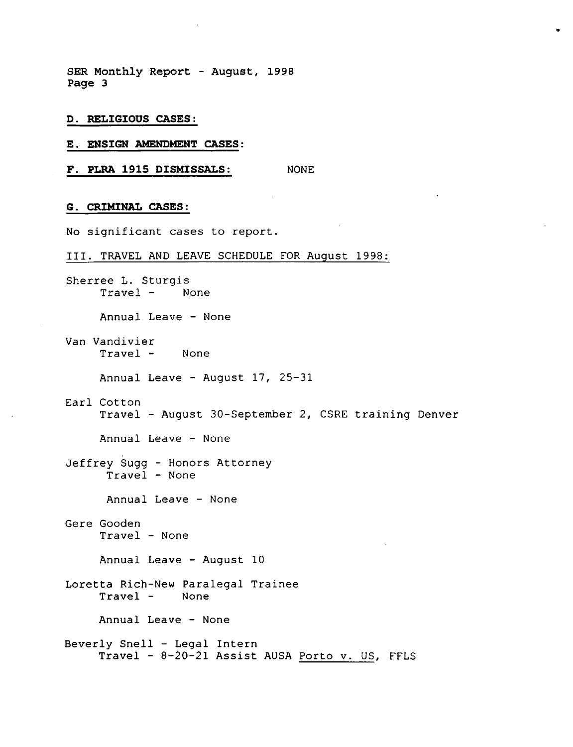**D. RELIGIOUS CASES:**

**E. ENSIGN AMENDMENT CASES:**

**F. PLRA 1915 DISMISSALS:** NONE

**G. CRIMINAL CASES:**

No significant cases to report.

III. TRAVEL AND LEAVE SCHEDULE FOR August 1998:

Sherree L. Sturgis
- Travel - None
- Annual Leave - None

Van Vandivier
- Travel - None
- Annual Leave - August 17, 25-31

Earl Cotton
- Travel - August 30-September 2, CSRE training Denver
- Annual Leave - None

Jeffrey Sugg - Honors Attorney
- Travel - None
- Annual Leave - None

Gere Gooden
- Travel - None
- Annual Leave - August 10

Loretta Rich-New Paralegal Trainee
- Travel - None
- Annual Leave - None

Beverly Snell - Legal Intern
- Travel - 8-20-21 Assist AUSA Porto v. US, FFLS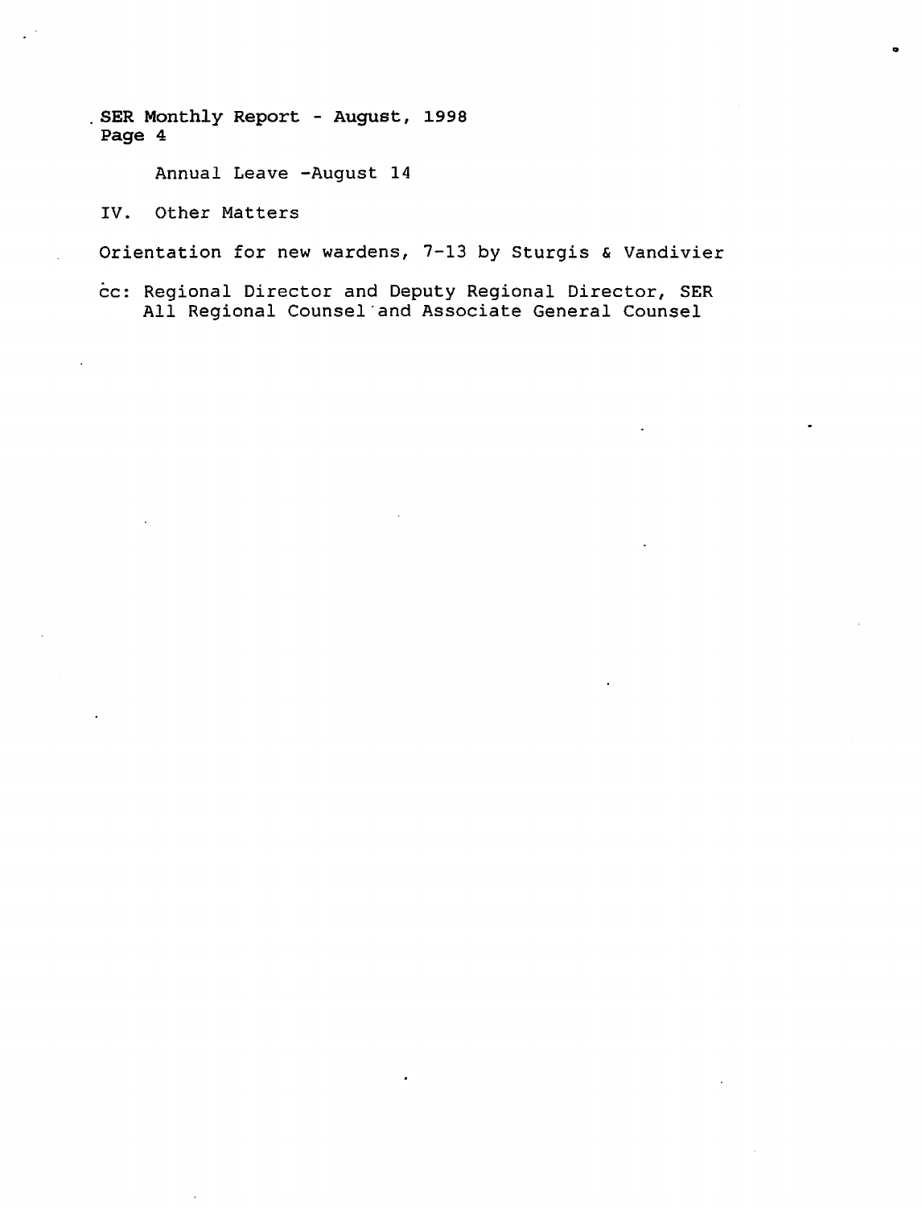Annual Leave -August 14

IV. Other Matters

Orientation for new wardens, 7-13 by Sturgis & Vandivier

cc: Regional Director and Deputy Regional Director, SER
All Regional Counsel and Associate General Counsel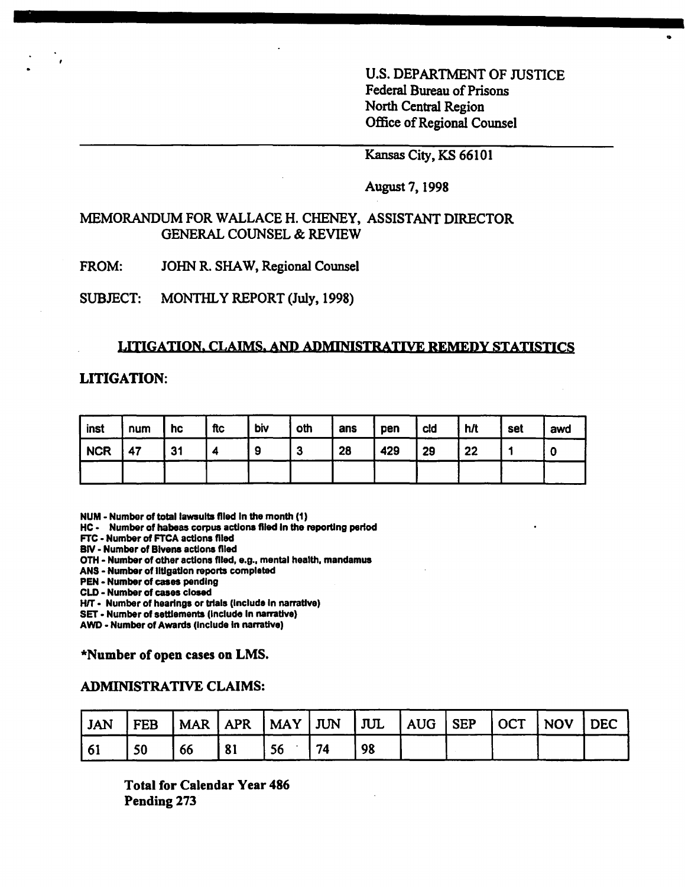U.S. DEPARTMENT OF JUSTICE
Federal Bureau of Prisons
North Central Region
Office of Regional Counsel

Kansas City, KS 66101

August 7, 1998

MEMORANDUM FOR WALLACE H. CHENEY, ASSISTANT DIRECTOR
GENERAL COUNSEL & REVIEW

FROM: JOHN R. SHAW, Regional Counsel

SUBJECT: MONTHLY REPORT (July, 1998)

## LITIGATION, CLAIMS, AND ADMINISTRATIVE REMEDY STATISTICS

### LITIGATION:

| inst | num | hc | ftc | biv | oth | ans | pen | cld | h/t | set | awd |
|---|---|---|---|---|---|---|---|---|---|---|---|
| NCR | 47 | 31 | 4 | 9 | 3 | 28 | 429 | 29 | 22 | 1 | 0 |
| | | | | | | | | | | | |

NUM - Number of total lawsuits filed in the month (1)
HC - Number of habeas corpus actions filed in the reporting period
FTC - Number of FTCA actions filed
BIV - Number of Bivens actions filed
OTH - Number of other actions filed, e.g., mental health, mandamus
ANS - Number of litigation reports completed
PEN - Number of cases pending
CLD - Number of cases closed
H/T - Number of hearings or trials (include in narrative)
SET - Number of settlements (include in narrative)
AWD - Number of Awards (include in narrative)

**\*Number of open cases on LMS.**

### ADMINISTRATIVE CLAIMS:

| JAN | FEB | MAR | APR | MAY | JUN | JUL | AUG | SEP | OCT | NOV | DEC |
|---|---|---|---|---|---|---|---|---|---|---|---|
| 61 | 50 | 66 | 81 | 56 | 74 | 98 | | | | | |

**Total for Calendar Year 486**
**Pending 273**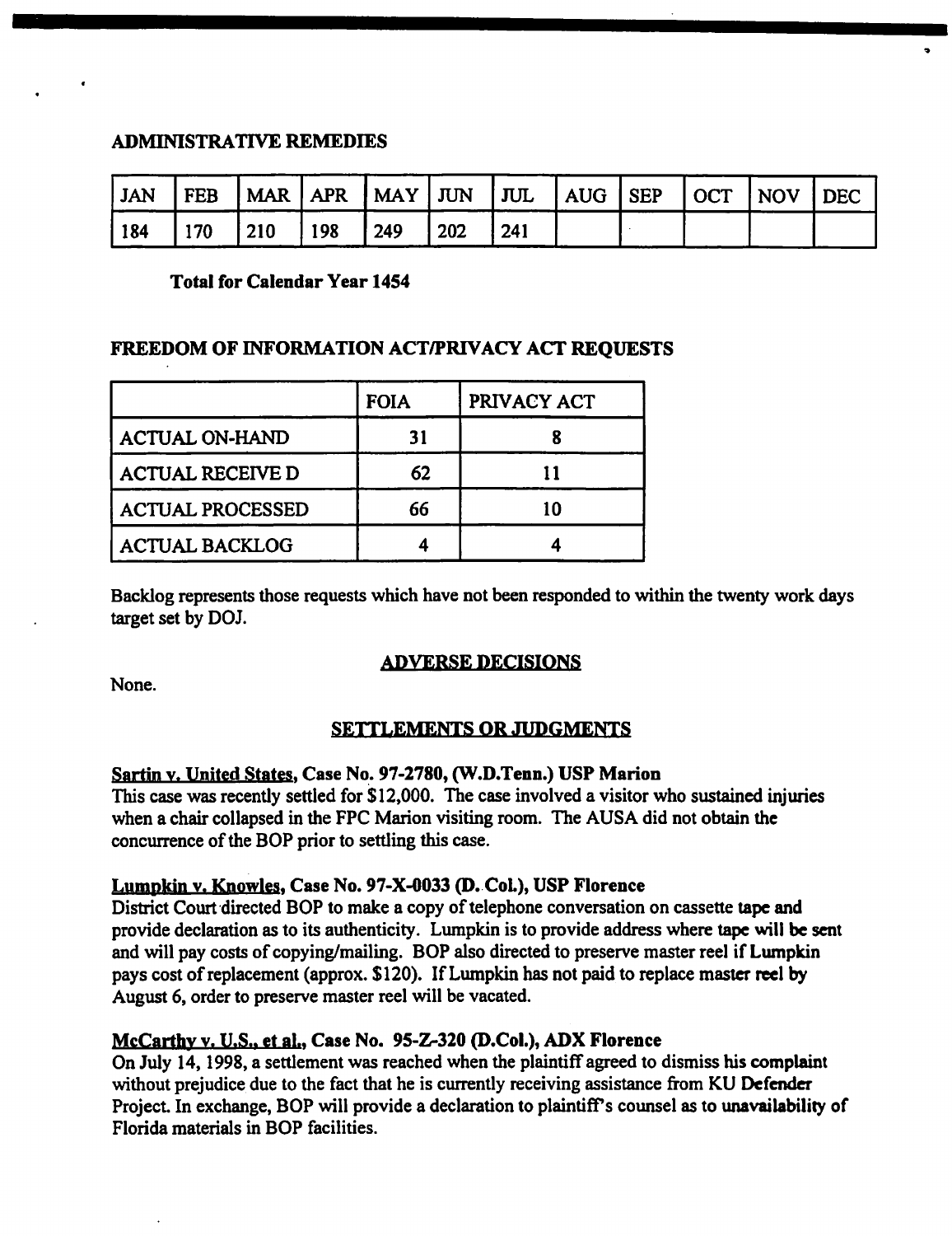## ADMINISTRATIVE REMEDIES

| JAN | FEB | MAR | APR | MAY | JUN | JUL | AUG | SEP | OCT | NOV | DEC |
|---|---|---|---|---|---|---|---|---|---|---|---|
| 184 | 170 | 210 | 198 | 249 | 202 | 241 | | | | | |

**Total for Calendar Year 1454**

## FREEDOM OF INFORMATION ACT/PRIVACY ACT REQUESTS

| | FOIA | PRIVACY ACT |
|---|---|---|
| ACTUAL ON-HAND | 31 | 8 |
| ACTUAL RECEIVE D | 62 | 11 |
| ACTUAL PROCESSED | 66 | 10 |
| ACTUAL BACKLOG | 4 | 4 |

Backlog represents those requests which have not been responded to within the twenty work days target set by DOJ.

## ADVERSE DECISIONS

None.

## SETTLEMENTS OR JUDGMENTS

**Sartin v. United States, Case No. 97-2780, (W.D.Tenn.) USP Marion**
This case was recently settled for $12,000. The case involved a visitor who sustained injuries when a chair collapsed in the FPC Marion visiting room. The AUSA did not obtain the concurrence of the BOP prior to settling this case.

**Lumpkin v. Knowles, Case No. 97-X-0033 (D. Col.), USP Florence**
District Court directed BOP to make a copy of telephone conversation on cassette tape and provide declaration as to its authenticity. Lumpkin is to provide address where tape will be sent and will pay costs of copying/mailing. BOP also directed to preserve master reel if Lumpkin pays cost of replacement (approx. $120). If Lumpkin has not paid to replace master reel by August 6, order to preserve master reel will be vacated.

**McCarthy v. U.S., et al., Case No. 95-Z-320 (D.Col.), ADX Florence**
On July 14, 1998, a settlement was reached when the plaintiff agreed to dismiss his complaint without prejudice due to the fact that he is currently receiving assistance from KU Defender Project. In exchange, BOP will provide a declaration to plaintiff's counsel as to unavailability of Florida materials in BOP facilities.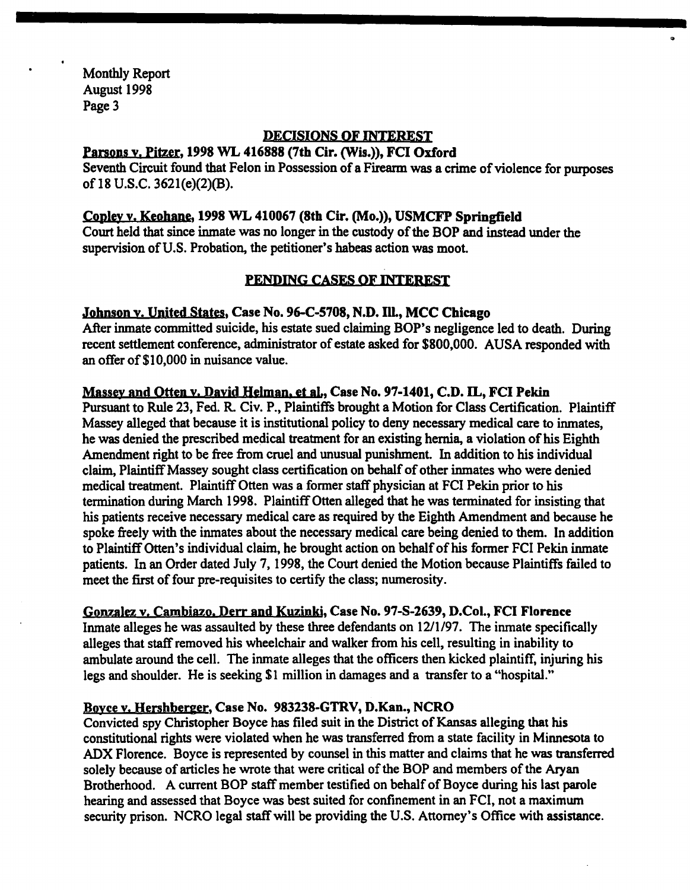Monthly Report
August 1998
Page 3

## DECISIONS OF INTEREST

**Parsons v. Pitzer, 1998 WL 416888 (7th Cir. (Wis.)), FCI Oxford**
Seventh Circuit found that Felon in Possession of a Firearm was a crime of violence for purposes of 18 U.S.C. 3621(e)(2)(B).

**Copley v. Keohane, 1998 WL 410067 (8th Cir. (Mo.)), USMCFP Springfield**
Court held that since inmate was no longer in the custody of the BOP and instead under the supervision of U.S. Probation, the petitioner's habeas action was moot.

## PENDING CASES OF INTEREST

**Johnson v. United States, Case No. 96-C-5708, N.D. Ill., MCC Chicago**
After inmate committed suicide, his estate sued claiming BOP's negligence led to death. During recent settlement conference, administrator of estate asked for $800,000. AUSA responded with an offer of $10,000 in nuisance value.

**Massey and Otten v. David Helman, et al., Case No. 97-1401, C.D. IL, FCI Pekin**
Pursuant to Rule 23, Fed. R. Civ. P., Plaintiffs brought a Motion for Class Certification. Plaintiff Massey alleged that because it is institutional policy to deny necessary medical care to inmates, he was denied the prescribed medical treatment for an existing hernia, a violation of his Eighth Amendment right to be free from cruel and unusual punishment. In addition to his individual claim, Plaintiff Massey sought class certification on behalf of other inmates who were denied medical treatment. Plaintiff Otten was a former staff physician at FCI Pekin prior to his termination during March 1998. Plaintiff Otten alleged that he was terminated for insisting that his patients receive necessary medical care as required by the Eighth Amendment and because he spoke freely with the inmates about the necessary medical care being denied to them. In addition to Plaintiff Otten's individual claim, he brought action on behalf of his former FCI Pekin inmate patients. In an Order dated July 7, 1998, the Court denied the Motion because Plaintiffs failed to meet the first of four pre-requisites to certify the class; numerosity.

**Gonzalez v. Cambiazo, Derr and Kuzinki, Case No. 97-S-2639, D.Col., FCI Florence**
Inmate alleges he was assaulted by these three defendants on 12/1/97. The inmate specifically alleges that staff removed his wheelchair and walker from his cell, resulting in inability to ambulate around the cell. The inmate alleges that the officers then kicked plaintiff, injuring his legs and shoulder. He is seeking $1 million in damages and a transfer to a "hospital."

**Boyce v. Hershberger, Case No. 983238-GTRV, D.Kan., NCRO**
Convicted spy Christopher Boyce has filed suit in the District of Kansas alleging that his constitutional rights were violated when he was transferred from a state facility in Minnesota to ADX Florence. Boyce is represented by counsel in this matter and claims that he was transferred solely because of articles he wrote that were critical of the BOP and members of the Aryan Brotherhood. A current BOP staff member testified on behalf of Boyce during his last parole hearing and assessed that Boyce was best suited for confinement in an FCI, not a maximum security prison. NCRO legal staff will be providing the U.S. Attorney's Office with assistance.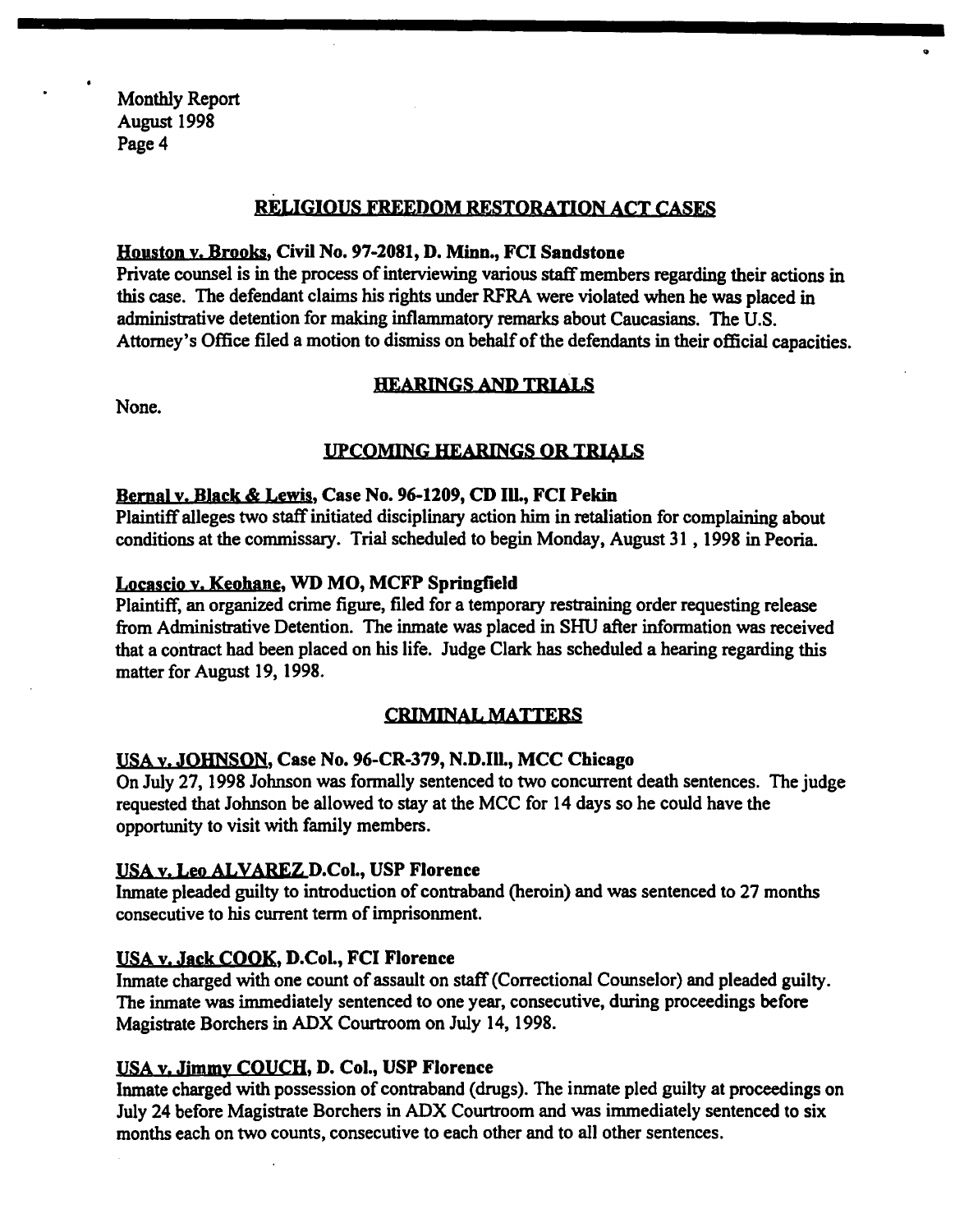Monthly Report
August 1998
Page 4

## RELIGIOUS FREEDOM RESTORATION ACT CASES

**Houston v. Brooks, Civil No. 97-2081, D. Minn., FCI Sandstone**
Private counsel is in the process of interviewing various staff members regarding their actions in this case. The defendant claims his rights under RFRA were violated when he was placed in administrative detention for making inflammatory remarks about Caucasians. The U.S. Attorney's Office filed a motion to dismiss on behalf of the defendants in their official capacities.

## HEARINGS AND TRIALS

None.

## UPCOMING HEARINGS OR TRIALS

**Bernal v. Black & Lewis, Case No. 96-1209, CD Ill., FCI Pekin**
Plaintiff alleges two staff initiated disciplinary action him in retaliation for complaining about conditions at the commissary. Trial scheduled to begin Monday, August 31 , 1998 in Peoria.

**Locascio v. Keohane, WD MO, MCFP Springfield**
Plaintiff, an organized crime figure, filed for a temporary restraining order requesting release from Administrative Detention. The inmate was placed in SHU after information was received that a contract had been placed on his life. Judge Clark has scheduled a hearing regarding this matter for August 19, 1998.

## CRIMINAL MATTERS

**USA v. JOHNSON, Case No. 96-CR-379, N.D.Ill., MCC Chicago**
On July 27, 1998 Johnson was formally sentenced to two concurrent death sentences. The judge requested that Johnson be allowed to stay at the MCC for 14 days so he could have the opportunity to visit with family members.

**USA v. Leo ALVAREZ D.Col., USP Florence**
Inmate pleaded guilty to introduction of contraband (heroin) and was sentenced to 27 months consecutive to his current term of imprisonment.

**USA v. Jack COOK, D.Col., FCI Florence**
Inmate charged with one count of assault on staff (Correctional Counselor) and pleaded guilty. The inmate was immediately sentenced to one year, consecutive, during proceedings before Magistrate Borchers in ADX Courtroom on July 14, 1998.

**USA v. Jimmy COUCH, D. Col., USP Florence**
Inmate charged with possession of contraband (drugs). The inmate pled guilty at proceedings on July 24 before Magistrate Borchers in ADX Courtroom and was immediately sentenced to six months each on two counts, consecutive to each other and to all other sentences.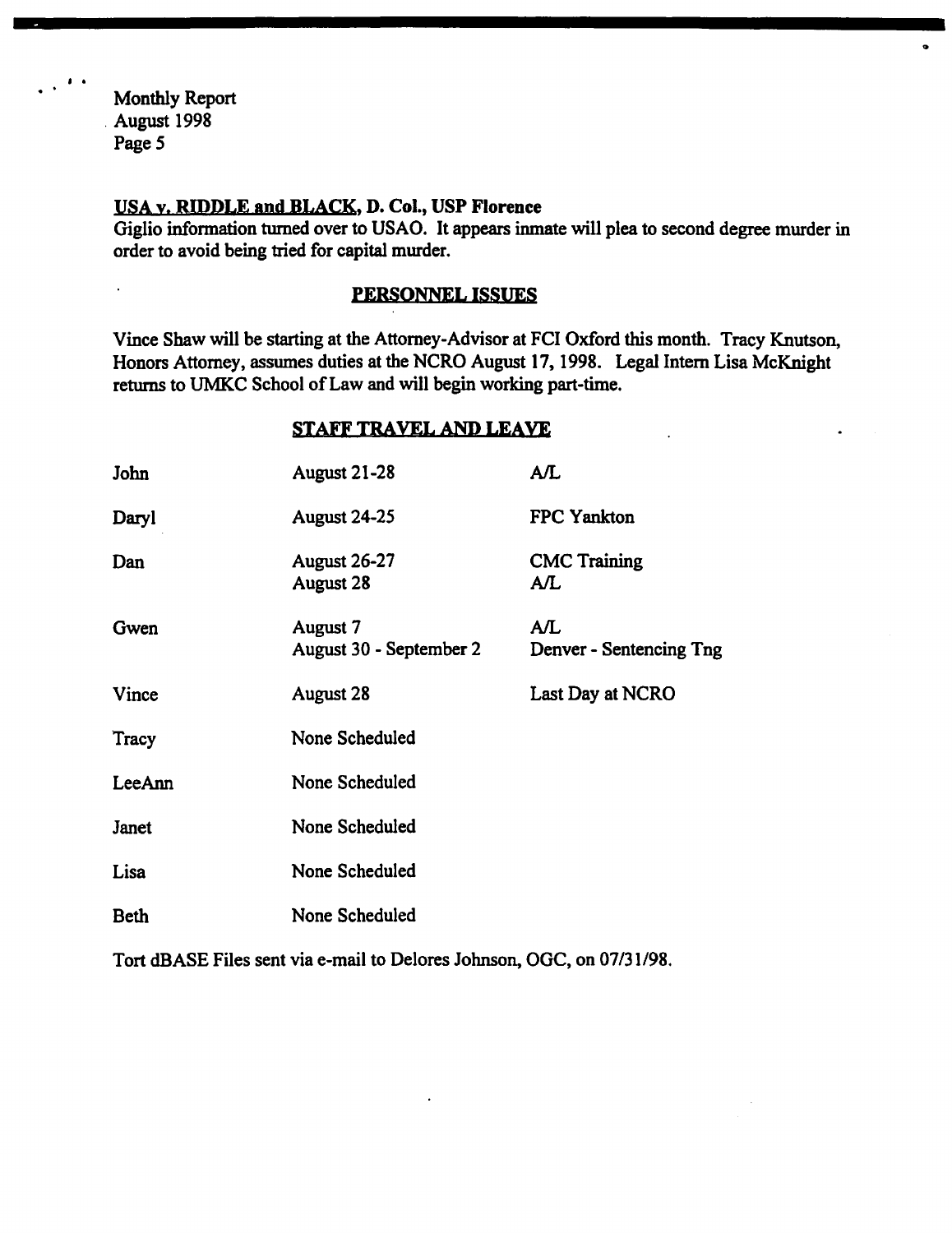Monthly Report
August 1998
Page 5

**USA v. RIDDLE and BLACK, D. Col., USP Florence**
Giglio information turned over to USAO. It appears inmate will plea to second degree murder in order to avoid being tried for capital murder.

## PERSONNEL ISSUES

Vince Shaw will be starting at the Attorney-Advisor at FCI Oxford this month. Tracy Knutson, Honors Attorney, assumes duties at the NCRO August 17, 1998. Legal Intern Lisa McKnight returns to UMKC School of Law and will begin working part-time.

## STAFF TRAVEL AND LEAVE

| | | |
|---|---|---|
| John | August 21-28 | A/L |
| Daryl | August 24-25 | FPC Yankton |
| Dan | August 26-27<br>August 28 | CMC Training<br>A/L |
| Gwen | August 7<br>August 30 - September 2 | A/L<br>Denver - Sentencing Tng |
| Vince | August 28 | Last Day at NCRO |
| Tracy | None Scheduled | |
| LeeAnn | None Scheduled | |
| Janet | None Scheduled | |
| Lisa | None Scheduled | |
| Beth | None Scheduled | |

Tort dBASE Files sent via e-mail to Delores Johnson, OGC, on 07/31/98.